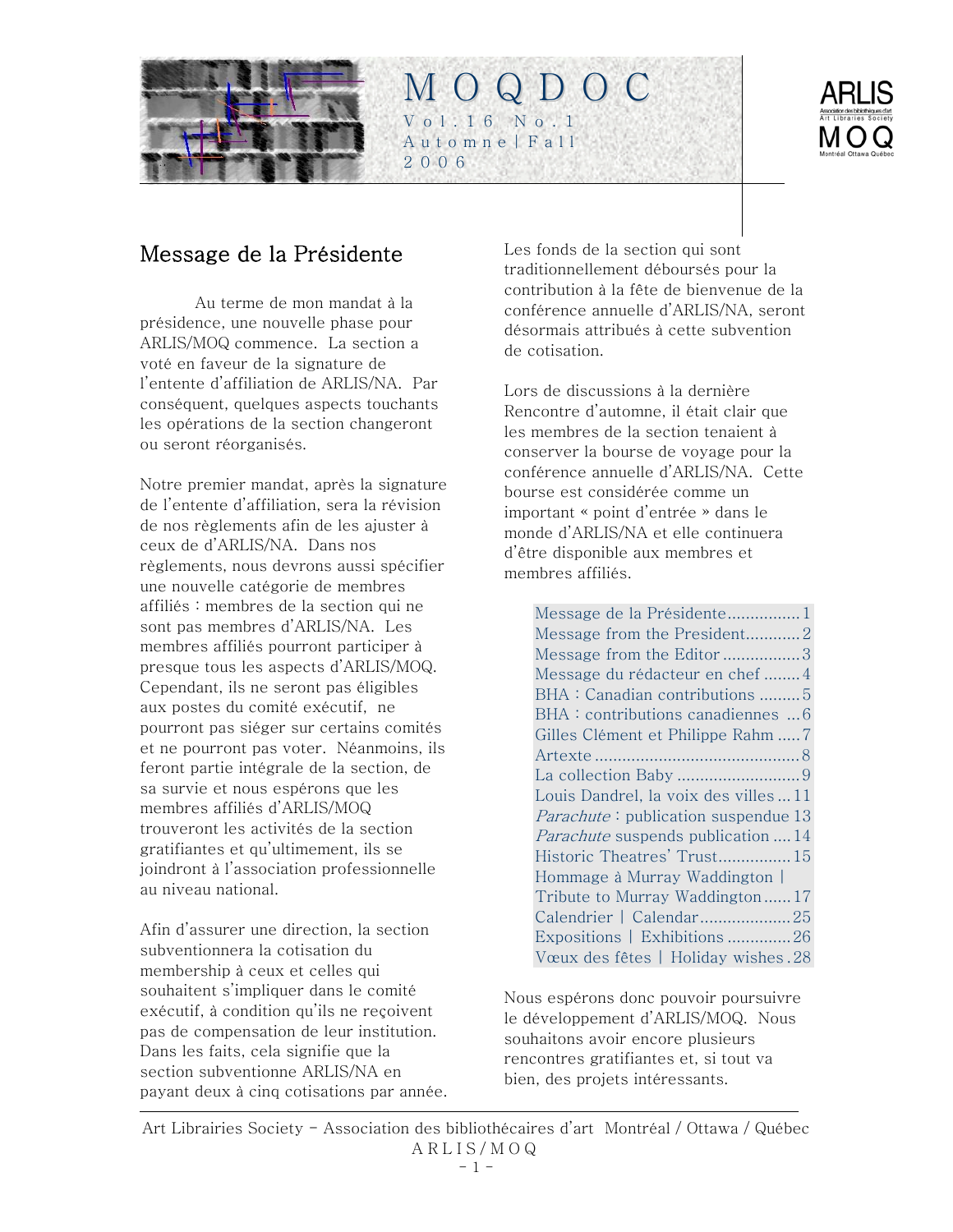# MOQDOC

Vol. 16 No. 1
Automne | Fall
2006

ARLIS
Association des bibliothécaires d'art
Art Libraries Society
MOQ
Montréal Ottawa Québec

## Message de la Présidente

Au terme de mon mandat à la présidence, une nouvelle phase pour ARLIS/MOQ commence. La section a voté en faveur de la signature de l'entente d'affiliation de ARLIS/NA. Par conséquent, quelques aspects touchants les opérations de la section changeront ou seront réorganisés.

Notre premier mandat, après la signature de l'entente d'affiliation, sera la révision de nos règlements afin de les ajuster à ceux de d'ARLIS/NA. Dans nos règlements, nous devrons aussi spécifier une nouvelle catégorie de membres affiliés : membres de la section qui ne sont pas membres d'ARLIS/NA. Les membres affiliés pourront participer à presque tous les aspects d'ARLIS/MOQ. Cependant, ils ne seront pas éligibles aux postes du comité exécutif, ne pourront pas siéger sur certains comités et ne pourront pas voter. Néanmoins, ils feront partie intégrale de la section, de sa survie et nous espérons que les membres affiliés d'ARLIS/MOQ trouveront les activités de la section gratifiantes et qu'ultimement, ils se joindront à l'association professionnelle au niveau national.

Afin d'assurer une direction, la section subventionnera la cotisation du membership à ceux et celles qui souhaitent s'impliquer dans le comité exécutif, à condition qu'ils ne reçoivent pas de compensation de leur institution. Dans les faits, cela signifie que la section subventionne ARLIS/NA en payant deux à cinq cotisations par année. Les fonds de la section qui sont traditionnellement déboursés pour la contribution à la fête de bienvenue de la conférence annuelle d'ARLIS/NA, seront désormais attribués à cette subvention de cotisation.

Lors de discussions à la dernière Rencontre d'automne, il était clair que les membres de la section tenaient à conserver la bourse de voyage pour la conférence annuelle d'ARLIS/NA. Cette bourse est considérée comme un important « point d'entrée » dans le monde d'ARLIS/NA et elle continuera d'être disponible aux membres et membres affiliés.

Nous espérons donc pouvoir poursuivre le développement d'ARLIS/MOQ. Nous souhaitons avoir encore plusieurs rencontres gratifiantes et, si tout va bien, des projets intéressants.

---

- Message de la Présidente ................ 1
- Message from the President ............ 2
- Message from the Editor ................. 3
- Message du rédacteur en chef ........ 4
- BHA : Canadian contributions ......... 5
- BHA : contributions canadiennes ... 6
- Gilles Clément et Philippe Rahm ..... 7
- Artexte ............................................. 8
- La collection Baby .......................... 9
- Louis Dandrel, la voix des villes ... 11
- *Parachute* : publication suspendue 13
- *Parachute* suspends publication .... 14
- Historic Theatres' Trust ................ 15
- Hommage à Murray Waddington | Tribute to Murray Waddington ...... 17
- Calendrier | Calendar .................... 25
- Expositions | Exhibitions ............. 26
- Vœux des fêtes | Holiday wishes . 28

---

Art Libraries Society – Association des bibliothécaires d'art Montréal / Ottawa / Québec
ARLIS/MOQ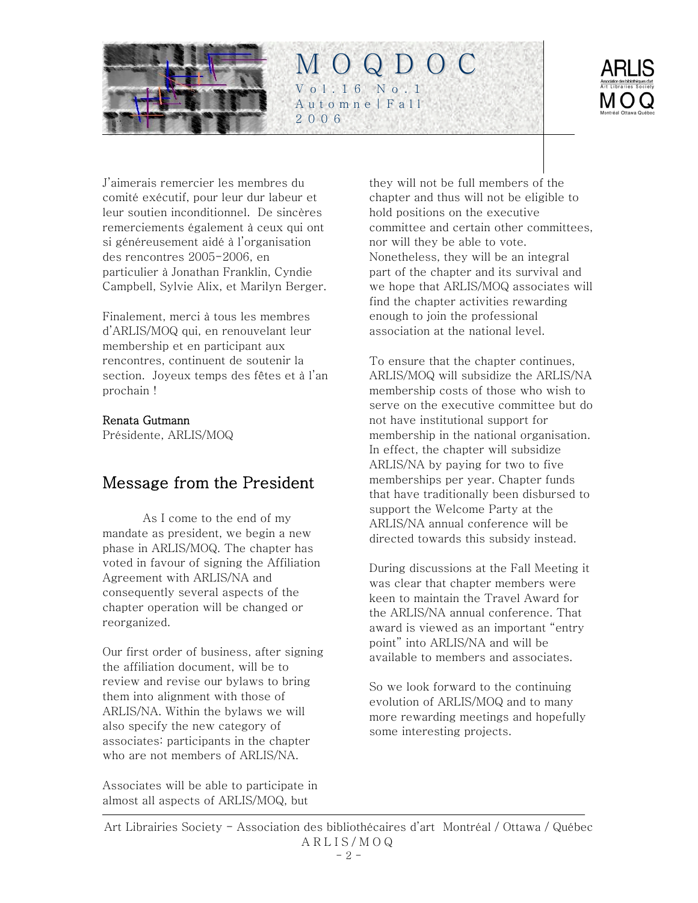J'aimerais remercier les membres du comité exécutif, pour leur dur labeur et leur soutien inconditionnel. De sincères remerciements également à ceux qui ont si généreusement aidé à l'organisation des rencontres 2005-2006, en particulier à Jonathan Franklin, Cyndie Campbell, Sylvie Alix, et Marilyn Berger.

Finalement, merci à tous les membres d'ARLIS/MOQ qui, en renouvelant leur membership et en participant aux rencontres, continuent de soutenir la section. Joyeux temps des fêtes et à l'an prochain !

**Renata Gutmann**
Présidente, ARLIS/MOQ

## Message from the President

As I come to the end of my mandate as president, we begin a new phase in ARLIS/MOQ. The chapter has voted in favour of signing the Affiliation Agreement with ARLIS/NA and consequently several aspects of the chapter operation will be changed or reorganized.

Our first order of business, after signing the affiliation document, will be to review and revise our bylaws to bring them into alignment with those of ARLIS/NA. Within the bylaws we will also specify the new category of associates: participants in the chapter who are not members of ARLIS/NA.

Associates will be able to participate in almost all aspects of ARLIS/MOQ, but they will not be full members of the chapter and thus will not be eligible to hold positions on the executive committee and certain other committees, nor will they be able to vote. Nonetheless, they will be an integral part of the chapter and its survival and we hope that ARLIS/MOQ associates will find the chapter activities rewarding enough to join the professional association at the national level.

To ensure that the chapter continues, ARLIS/MOQ will subsidize the ARLIS/NA membership costs of those who wish to serve on the executive committee but do not have institutional support for membership in the national organisation. In effect, the chapter will subsidize ARLIS/NA by paying for two to five memberships per year. Chapter funds that have traditionally been disbursed to support the Welcome Party at the ARLIS/NA annual conference will be directed towards this subsidy instead.

During discussions at the Fall Meeting it was clear that chapter members were keen to maintain the Travel Award for the ARLIS/NA annual conference. That award is viewed as an important "entry point" into ARLIS/NA and will be available to members and associates.

So we look forward to the continuing evolution of ARLIS/MOQ and to many more rewarding meetings and hopefully some interesting projects.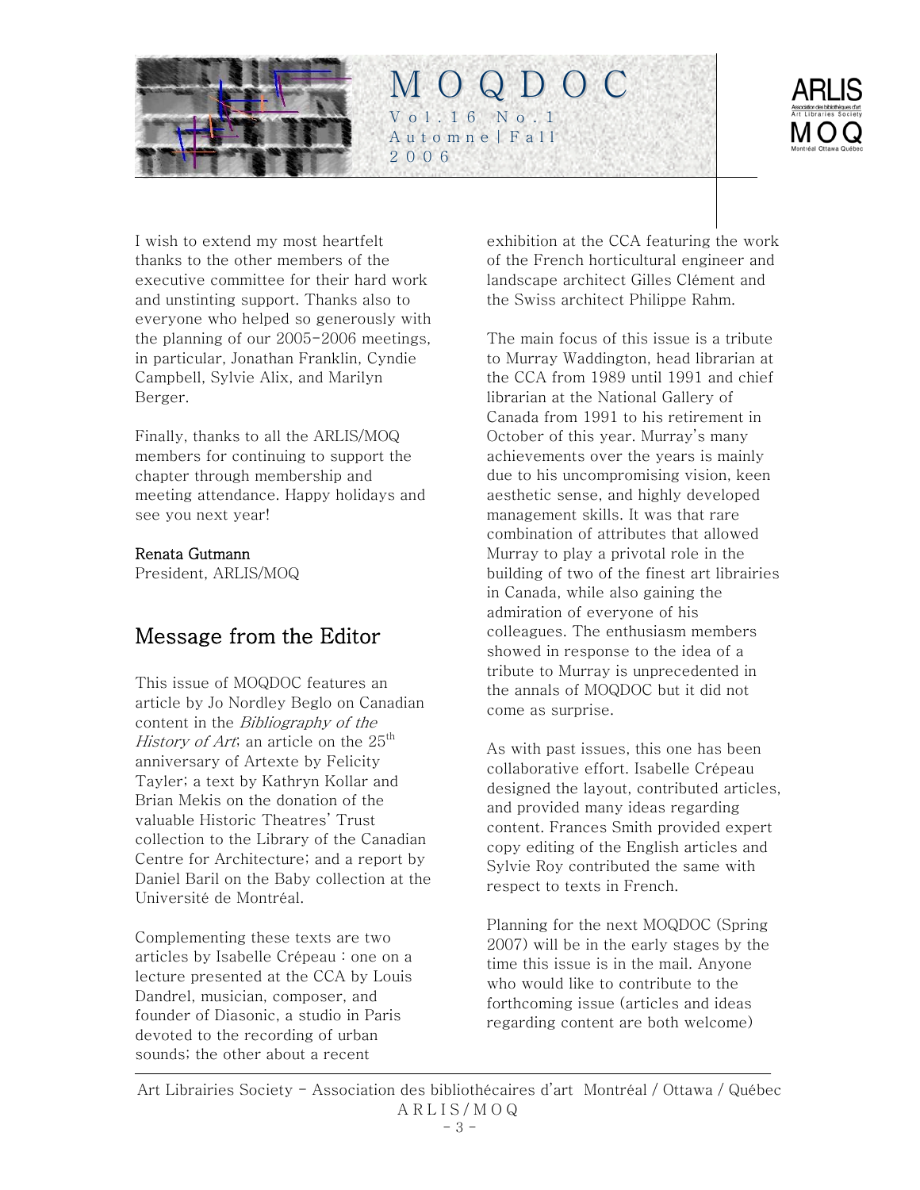I wish to extend my most heartfelt thanks to the other members of the executive committee for their hard work and unstinting support. Thanks also to everyone who helped so generously with the planning of our 2005-2006 meetings, in particular, Jonathan Franklin, Cyndie Campbell, Sylvie Alix, and Marilyn Berger.

Finally, thanks to all the ARLIS/MOQ members for continuing to support the chapter through membership and meeting attendance. Happy holidays and see you next year!

**Renata Gutmann**
President, ARLIS/MOQ

## Message from the Editor

This issue of MOQDOC features an article by Jo Nordley Beglo on Canadian content in the *Bibliography of the History of Art*; an article on the 25th anniversary of Artexte by Felicity Tayler; a text by Kathryn Kollar and Brian Mekis on the donation of the valuable Historic Theatres' Trust collection to the Library of the Canadian Centre for Architecture; and a report by Daniel Baril on the Baby collection at the Université de Montréal.

Complementing these texts are two articles by Isabelle Crépeau : one on a lecture presented at the CCA by Louis Dandrel, musician, composer, and founder of Diasonic, a studio in Paris devoted to the recording of urban sounds; the other about a recent exhibition at the CCA featuring the work of the French horticultural engineer and landscape architect Gilles Clément and the Swiss architect Philippe Rahm.

The main focus of this issue is a tribute to Murray Waddington, head librarian at the CCA from 1989 until 1991 and chief librarian at the National Gallery of Canada from 1991 to his retirement in October of this year. Murray's many achievements over the years is mainly due to his uncompromising vision, keen aesthetic sense, and highly developed management skills. It was that rare combination of attributes that allowed Murray to play a privotal role in the building of two of the finest art librairies in Canada, while also gaining the admiration of everyone of his colleagues. The enthusiasm members showed in response to the idea of a tribute to Murray is unprecedented in the annals of MOQDOC but it did not come as surprise.

As with past issues, this one has been collaborative effort. Isabelle Crépeau designed the layout, contributed articles, and provided many ideas regarding content. Frances Smith provided expert copy editing of the English articles and Sylvie Roy contributed the same with respect to texts in French.

Planning for the next MOQDOC (Spring 2007) will be in the early stages by the time this issue is in the mail. Anyone who would like to contribute to the forthcoming issue (articles and ideas regarding content are both welcome)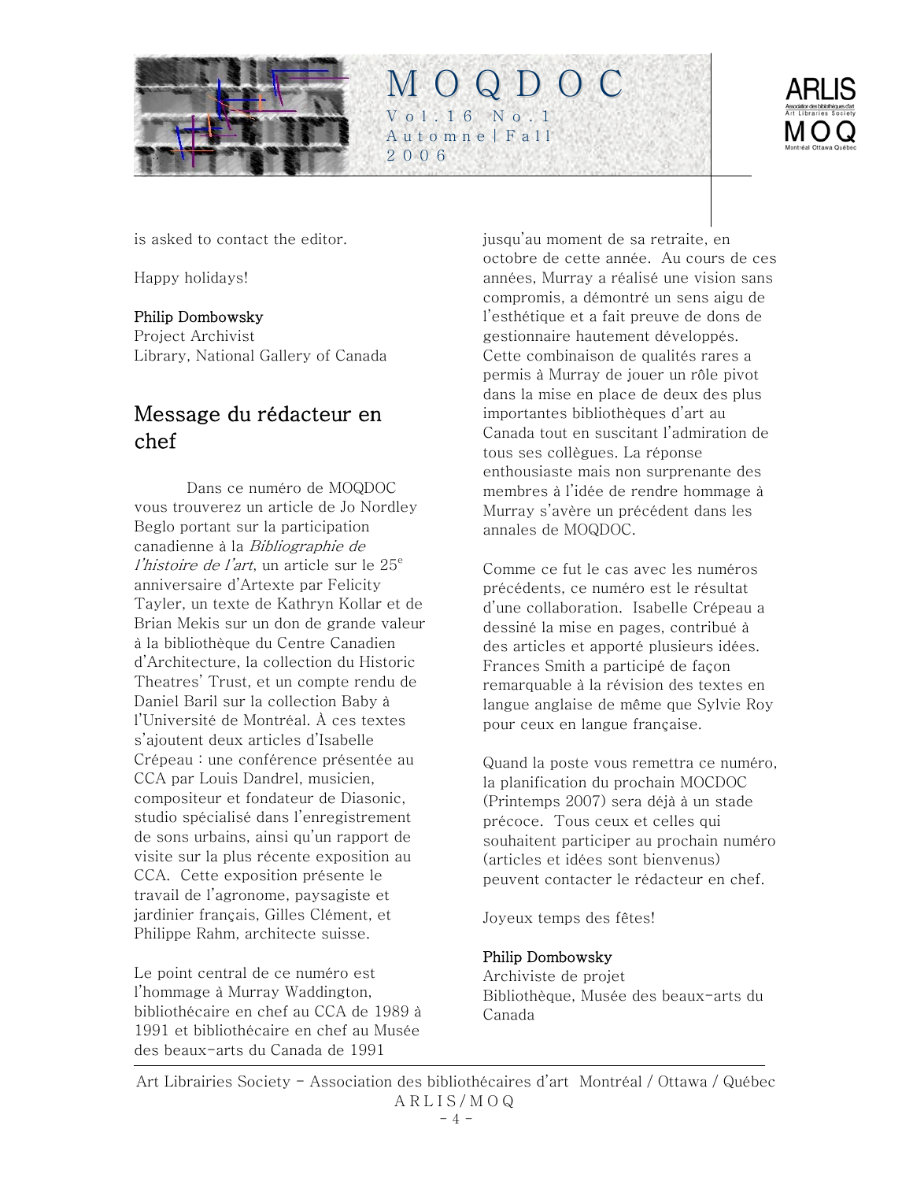is asked to contact the editor.

Happy holidays!

**Philip Dombowsky**
Project Archivist
Library, National Gallery of Canada

## Message du rédacteur en chef

Dans ce numéro de MOQDOC vous trouverez un article de Jo Nordley Beglo portant sur la participation canadienne à la *Bibliographie de l'histoire de l'art*, un article sur le 25e anniversaire d'Artexte par Felicity Tayler, un texte de Kathryn Kollar et de Brian Mekis sur un don de grande valeur à la bibliothèque du Centre Canadien d'Architecture, la collection du Historic Theatres' Trust, et un compte rendu de Daniel Baril sur la collection Baby à l'Université de Montréal. À ces textes s'ajoutent deux articles d'Isabelle Crépeau : une conférence présentée au CCA par Louis Dandrel, musicien, compositeur et fondateur de Diasonic, studio spécialisé dans l'enregistrement de sons urbains, ainsi qu'un rapport de visite sur la plus récente exposition au CCA. Cette exposition présente le travail de l'agronome, paysagiste et jardinier français, Gilles Clément, et Philippe Rahm, architecte suisse.

Le point central de ce numéro est l'hommage à Murray Waddington, bibliothécaire en chef au CCA de 1989 à 1991 et bibliothécaire en chef au Musée des beaux-arts du Canada de 1991 jusqu'au moment de sa retraite, en octobre de cette année. Au cours de ces années, Murray a réalisé une vision sans compromis, a démontré un sens aigu de l'esthétique et a fait preuve de dons de gestionnaire hautement développés. Cette combinaison de qualités rares a permis à Murray de jouer un rôle pivot dans la mise en place de deux des plus importantes bibliothèques d'art au Canada tout en suscitant l'admiration de tous ses collègues. La réponse enthousiaste mais non surprenante des membres à l'idée de rendre hommage à Murray s'avère un précédent dans les annales de MOQDOC.

Comme ce fut le cas avec les numéros précédents, ce numéro est le résultat d'une collaboration. Isabelle Crépeau a dessiné la mise en pages, contribué à des articles et apporté plusieurs idées. Frances Smith a participé de façon remarquable à la révision des textes en langue anglaise de même que Sylvie Roy pour ceux en langue française.

Quand la poste vous remettra ce numéro, la planification du prochain MOCDOC (Printemps 2007) sera déjà à un stade précoce. Tous ceux et celles qui souhaitent participer au prochain numéro (articles et idées sont bienvenus) peuvent contacter le rédacteur en chef.

Joyeux temps des fêtes!

**Philip Dombowsky**
Archiviste de projet
Bibliothèque, Musée des beaux-arts du Canada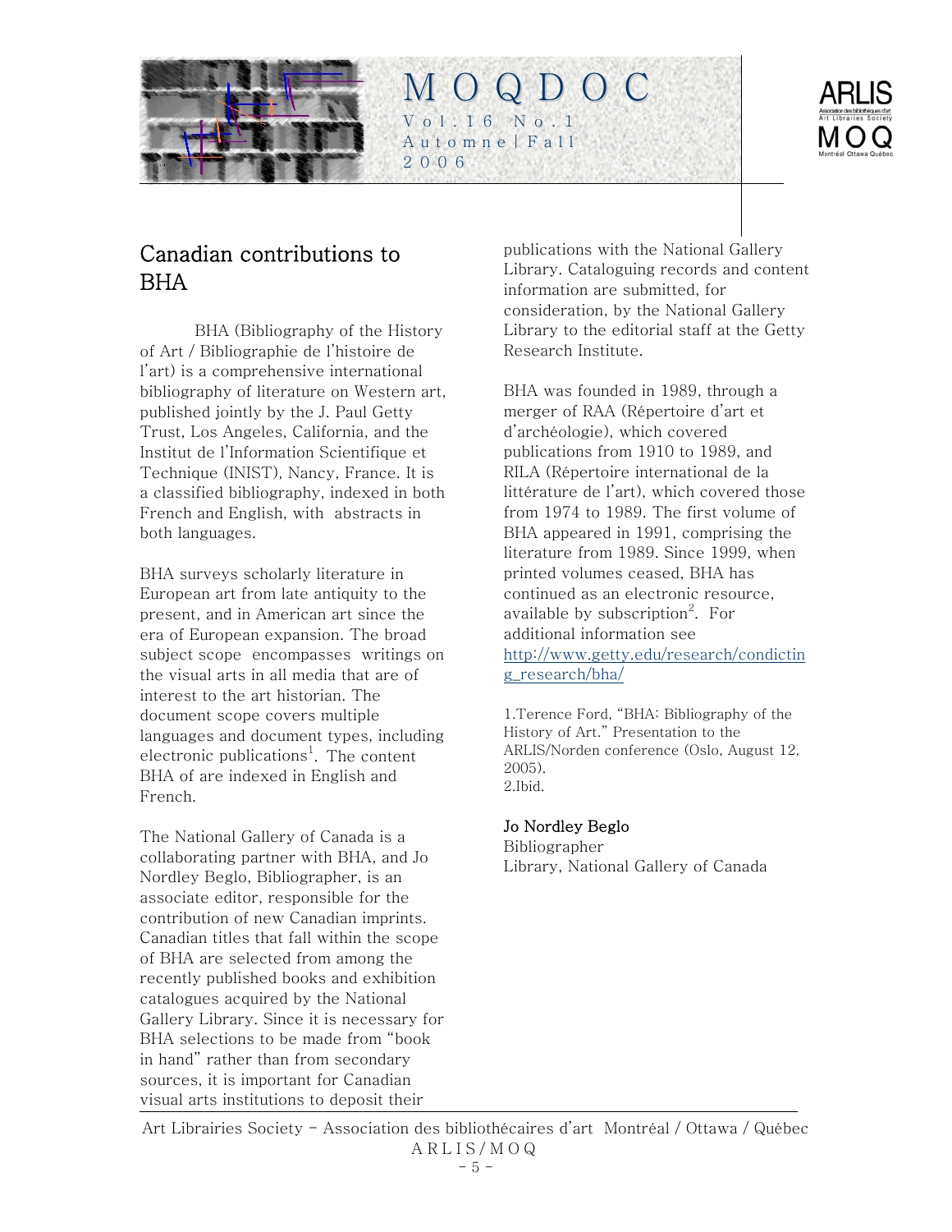# Canadian contributions to BHA

BHA (Bibliography of the History of Art / Bibliographie de l'histoire de l'art) is a comprehensive international bibliography of literature on Western art, published jointly by the J. Paul Getty Trust, Los Angeles, California, and the Institut de l'Information Scientifique et Technique (INIST), Nancy, France. It is a classified bibliography, indexed in both French and English, with abstracts in both languages.

BHA surveys scholarly literature in European art from late antiquity to the present, and in American art since the era of European expansion. The broad subject scope encompasses writings on the visual arts in all media that are of interest to the art historian. The document scope covers multiple languages and document types, including electronic publications[1]. The content BHA of are indexed in English and French.

The National Gallery of Canada is a collaborating partner with BHA, and Jo Nordley Beglo, Bibliographer, is an associate editor, responsible for the contribution of new Canadian imprints. Canadian titles that fall within the scope of BHA are selected from among the recently published books and exhibition catalogues acquired by the National Gallery Library. Since it is necessary for BHA selections to be made from "book in hand" rather than from secondary sources, it is important for Canadian visual arts institutions to deposit their publications with the National Gallery Library. Cataloguing records and content information are submitted, for consideration, by the National Gallery Library to the editorial staff at the Getty Research Institute.

BHA was founded in 1989, through a merger of RAA (Répertoire d'art et d'archéologie), which covered publications from 1910 to 1989, and RILA (Répertoire international de la littérature de l'art), which covered those from 1974 to 1989. The first volume of BHA appeared in 1991, comprising the literature from 1989. Since 1999, when printed volumes ceased, BHA has continued as an electronic resource, available by subscription[2]. For additional information see http://www.getty.edu/research/condicting_research/bha/

1.Terence Ford, "BHA: Bibliography of the History of Art." Presentation to the ARLIS/Norden conference (Oslo, August 12, 2005).
2.Ibid.

**Jo Nordley Beglo**
Bibliographer
Library, National Gallery of Canada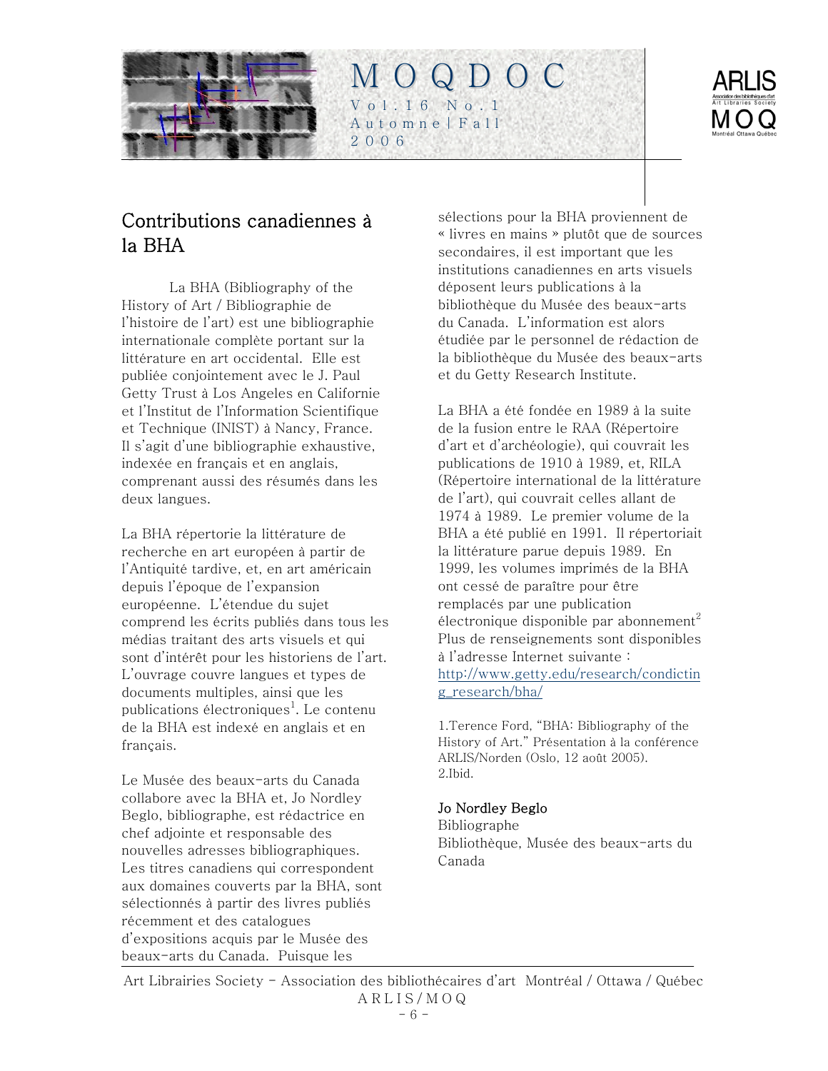## Contributions canadiennes à la BHA

La BHA (Bibliography of the History of Art / Bibliographie de l'histoire de l'art) est une bibliographie internationale complète portant sur la littérature en art occidental. Elle est publiée conjointement avec le J. Paul Getty Trust à Los Angeles en Californie et l'Institut de l'Information Scientifique et Technique (INIST) à Nancy, France. Il s'agit d'une bibliographie exhaustive, indexée en français et en anglais, comprenant aussi des résumés dans les deux langues.

La BHA répertorie la littérature de recherche en art européen à partir de l'Antiquité tardive, et, en art américain depuis l'époque de l'expansion européenne. L'étendue du sujet comprend les écrits publiés dans tous les médias traitant des arts visuels et qui sont d'intérêt pour les historiens de l'art. L'ouvrage couvre langues et types de documents multiples, ainsi que les publications électroniques[1]. Le contenu de la BHA est indexé en anglais et en français.

Le Musée des beaux-arts du Canada collabore avec la BHA et, Jo Nordley Beglo, bibliographe, est rédactrice en chef adjointe et responsable des nouvelles adresses bibliographiques. Les titres canadiens qui correspondent aux domaines couverts par la BHA, sont sélectionnés à partir des livres publiés récemment et des catalogues d'expositions acquis par le Musée des beaux-arts du Canada. Puisque les sélections pour la BHA proviennent de « livres en mains » plutôt que de sources secondaires, il est important que les institutions canadiennes en arts visuels déposent leurs publications à la bibliothèque du Musée des beaux-arts du Canada. L'information est alors étudiée par le personnel de rédaction de la bibliothèque du Musée des beaux-arts et du Getty Research Institute.

La BHA a été fondée en 1989 à la suite de la fusion entre le RAA (Répertoire d'art et d'archéologie), qui couvrait les publications de 1910 à 1989, et, RILA (Répertoire international de la littérature de l'art), qui couvrait celles allant de 1974 à 1989. Le premier volume de la BHA a été publié en 1991. Il répertoriait la littérature parue depuis 1989. En 1999, les volumes imprimés de la BHA ont cessé de paraître pour être remplacés par une publication électronique disponible par abonnement[2] Plus de renseignements sont disponibles à l'adresse Internet suivante : http://www.getty.edu/research/condicting_research/bha/

1.Terence Ford, "BHA: Bibliography of the History of Art." Présentation à la conférence ARLIS/Norden (Oslo, 12 août 2005).
2.Ibid.

**Jo Nordley Beglo**
Bibliographe
Bibliothèque, Musée des beaux-arts du Canada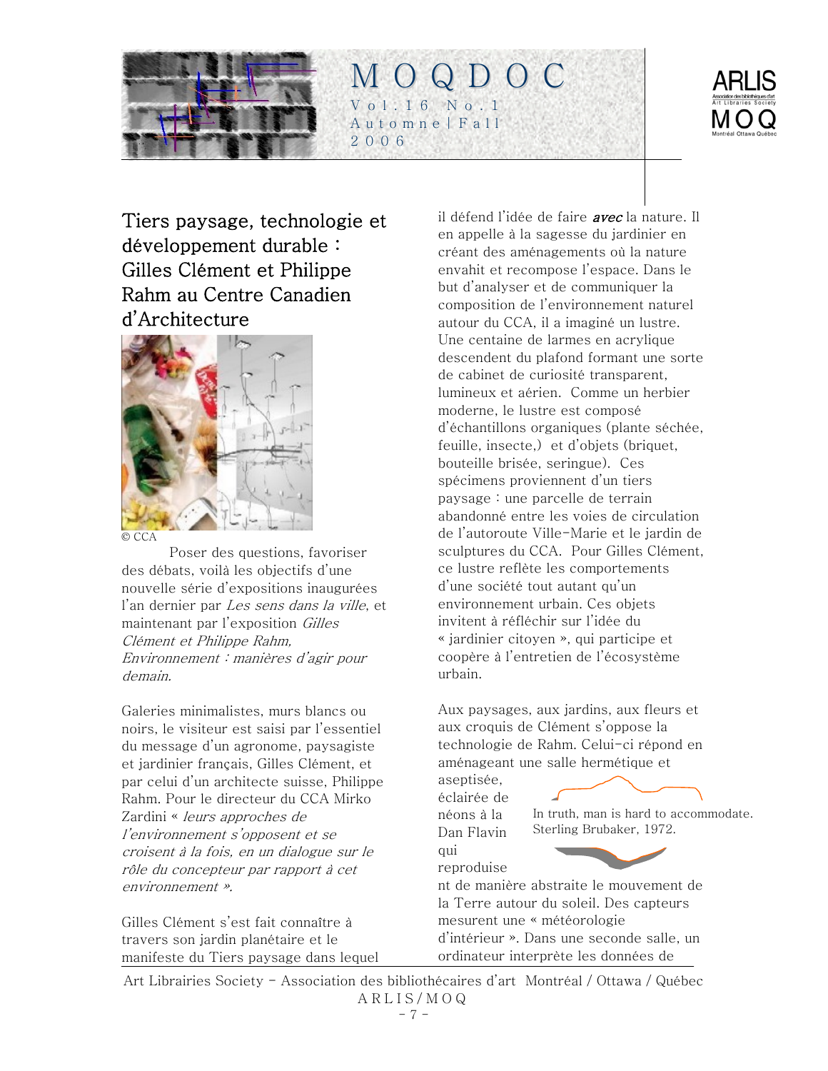## Tiers paysage, technologie et développement durable : Gilles Clément et Philippe Rahm au Centre Canadien d'Architecture

© CCA

Poser des questions, favoriser des débats, voilà les objectifs d'une nouvelle série d'expositions inaugurées l'an dernier par *Les sens dans la ville*, et maintenant par l'exposition *Gilles Clément et Philippe Rahm, Environnement : manières d'agir pour demain.*

Galeries minimalistes, murs blancs ou noirs, le visiteur est saisi par l'essentiel du message d'un agronome, paysagiste et jardinier français, Gilles Clément, et par celui d'un architecte suisse, Philippe Rahm. Pour le directeur du CCA Mirko Zardini « *leurs approches de l'environnement s'opposent et se croisent à la fois, en un dialogue sur le rôle du concepteur par rapport à cet environnement ».*

Gilles Clément s'est fait connaître à travers son jardin planétaire et le manifeste du Tiers paysage dans lequel il défend l'idée de faire ***avec*** la nature. Il en appelle à la sagesse du jardinier en créant des aménagements où la nature envahit et recompose l'espace. Dans le but d'analyser et de communiquer la composition de l'environnement naturel autour du CCA, il a imaginé un lustre. Une centaine de larmes en acrylique descendent du plafond formant une sorte de cabinet de curiosité transparent, lumineux et aérien. Comme un herbier moderne, le lustre est composé d'échantillons organiques (plante séchée, feuille, insecte,) et d'objets (briquet, bouteille brisée, seringue). Ces spécimens proviennent d'un tiers paysage : une parcelle de terrain abandonné entre les voies de circulation de l'autoroute Ville-Marie et le jardin de sculptures du CCA. Pour Gilles Clément, ce lustre reflète les comportements d'une société tout autant qu'un environnement urbain. Ces objets invitent à réfléchir sur l'idée du « jardinier citoyen », qui participe et coopère à l'entretien de l'écosystème urbain.

Aux paysages, aux jardins, aux fleurs et aux croquis de Clément s'oppose la technologie de Rahm. Celui-ci répond en aménageant une salle hermétique et aseptisée, éclairée de néons à la Dan Flavin qui reproduisent de manière abstraite le mouvement de la Terre autour du soleil. Des capteurs mesurent une « météorologie d'intérieur ». Dans une seconde salle, un ordinateur interprète les données de

> In truth, man is hard to accommodate.
> Sterling Brubaker, 1972.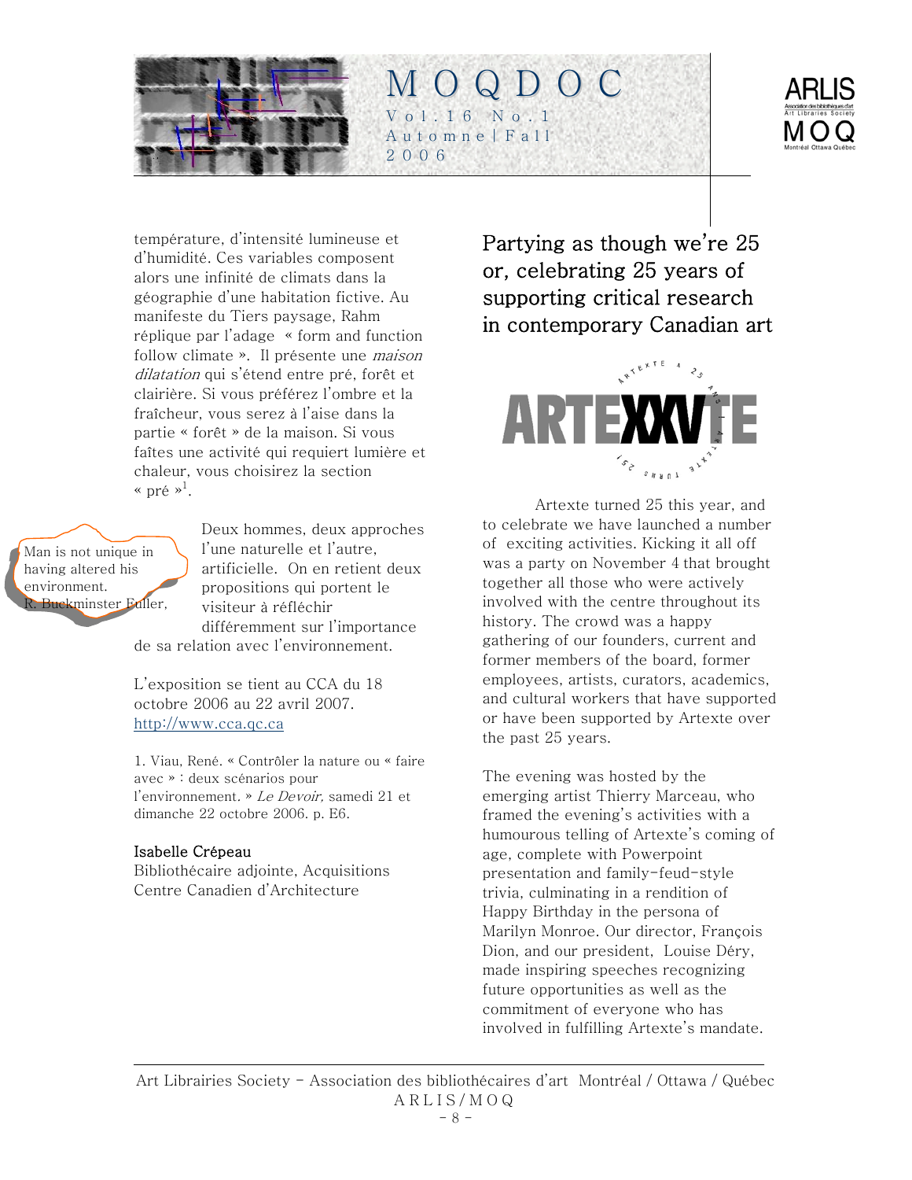température, d'intensité lumineuse et d'humidité. Ces variables composent alors une infinité de climats dans la géographie d'une habitation fictive. Au manifeste du Tiers paysage, Rahm réplique par l'adage « form and function follow climate ». Il présente une *maison dilatation* qui s'étend entre pré, forêt et clairière. Si vous préférez l'ombre et la fraîcheur, vous serez à l'aise dans la partie « forêt » de la maison. Si vous faîtes une activité qui requiert lumière et chaleur, vous choisirez la section « pré »[1].

> Man is not unique in having altered his environment.
> R. Buckminster Fuller,

Deux hommes, deux approches l'une naturelle et l'autre, artificielle. On en retient deux propositions qui portent le visiteur à réfléchir différemment sur l'importance de sa relation avec l'environnement.

L'exposition se tient au CCA du 18 octobre 2006 au 22 avril 2007. http://www.cca.qc.ca

1. Viau, René. « Contrôler la nature ou « faire avec » : deux scénarios pour l'environnement. » *Le Devoir,* samedi 21 et dimanche 22 octobre 2006. p. E6.

**Isabelle Crépeau**
Bibliothécaire adjointe, Acquisitions
Centre Canadien d'Architecture

## Partying as though we're 25 or, celebrating 25 years of supporting critical research in contemporary Canadian art

ARTEXXVTE

Artexte turned 25 this year, and to celebrate we have launched a number of exciting activities. Kicking it all off was a party on November 4 that brought together all those who were actively involved with the centre throughout its history. The crowd was a happy gathering of our founders, current and former members of the board, former employees, artists, curators, academics, and cultural workers that have supported or have been supported by Artexte over the past 25 years.

The evening was hosted by the emerging artist Thierry Marceau, who framed the evening's activities with a humourous telling of Artexte's coming of age, complete with Powerpoint presentation and family-feud-style trivia, culminating in a rendition of Happy Birthday in the persona of Marilyn Monroe. Our director, François Dion, and our president, Louise Déry, made inspiring speeches recognizing future opportunities as well as the commitment of everyone who has involved in fulfilling Artexte's mandate.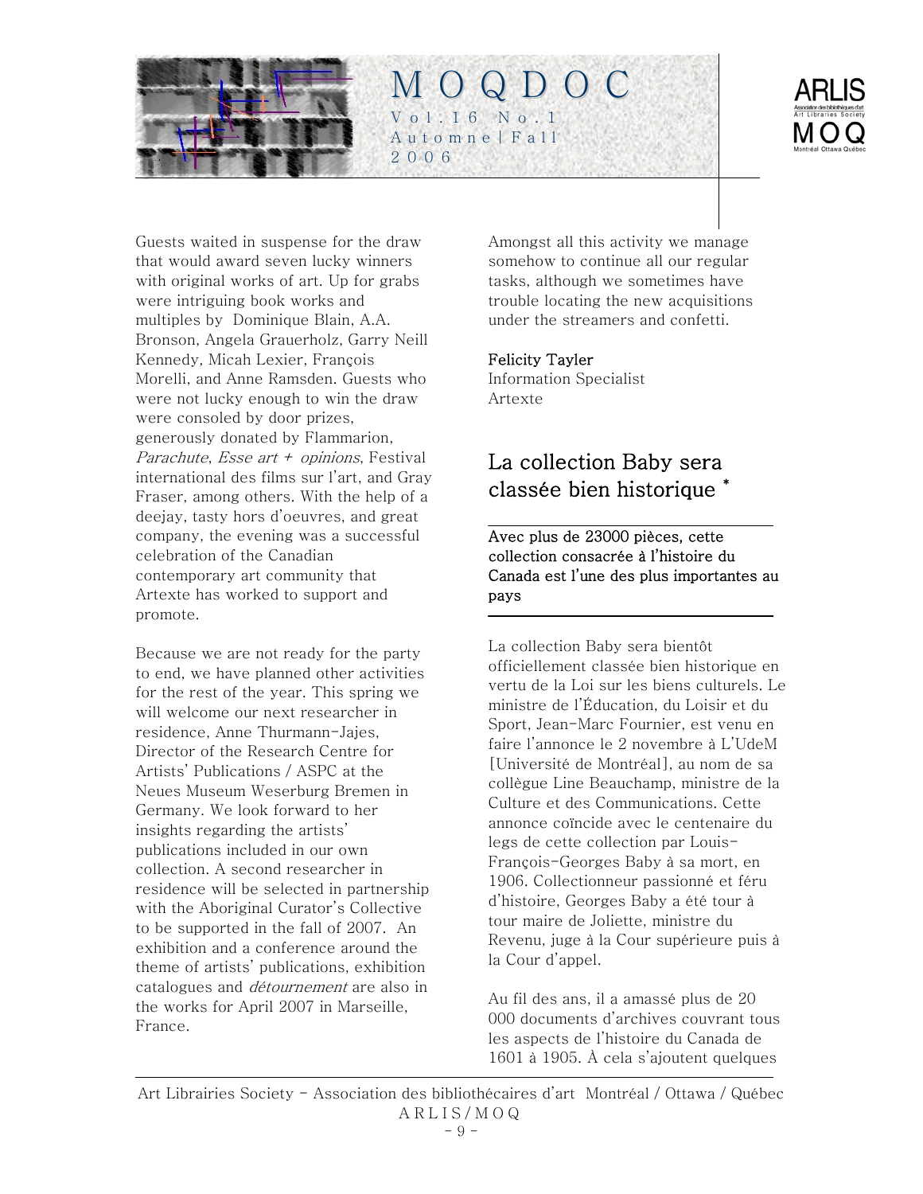Guests waited in suspense for the draw that would award seven lucky winners with original works of art. Up for grabs were intriguing book works and multiples by Dominique Blain, A.A. Bronson, Angela Grauerholz, Garry Neill Kennedy, Micah Lexier, François Morelli, and Anne Ramsden. Guests who were not lucky enough to win the draw were consoled by door prizes, generously donated by Flammarion, *Parachute*, *Esse art + opinions*, Festival international des films sur l'art, and Gray Fraser, among others. With the help of a deejay, tasty hors d'oeuvres, and great company, the evening was a successful celebration of the Canadian contemporary art community that Artexte has worked to support and promote.

Because we are not ready for the party to end, we have planned other activities for the rest of the year. This spring we will welcome our next researcher in residence, Anne Thurmann-Jajes, Director of the Research Centre for Artists' Publications / ASPC at the Neues Museum Weserburg Bremen in Germany. We look forward to her insights regarding the artists' publications included in our own collection. A second researcher in residence will be selected in partnership with the Aboriginal Curator's Collective to be supported in the fall of 2007. An exhibition and a conference around the theme of artists' publications, exhibition catalogues and *détournement* are also in the works for April 2007 in Marseille, France.

Amongst all this activity we manage somehow to continue all our regular tasks, although we sometimes have trouble locating the new acquisitions under the streamers and confetti.

Felicity Tayler
Information Specialist
Artexte

## La collection Baby sera classée bien historique *

**Avec plus de 23000 pièces, cette collection consacrée à l'histoire du Canada est l'une des plus importantes au pays**

La collection Baby sera bientôt officiellement classée bien historique en vertu de la Loi sur les biens culturels. Le ministre de l'Éducation, du Loisir et du Sport, Jean-Marc Fournier, est venu en faire l'annonce le 2 novembre à L'UdeM [Université de Montréal], au nom de sa collègue Line Beauchamp, ministre de la Culture et des Communications. Cette annonce coïncide avec le centenaire du legs de cette collection par Louis-François-Georges Baby à sa mort, en 1906. Collectionneur passionné et féru d'histoire, Georges Baby a été tour à tour maire de Joliette, ministre du Revenu, juge à la Cour supérieure puis à la Cour d'appel.

Au fil des ans, il a amassé plus de 20 000 documents d'archives couvrant tous les aspects de l'histoire du Canada de 1601 à 1905. À cela s'ajoutent quelques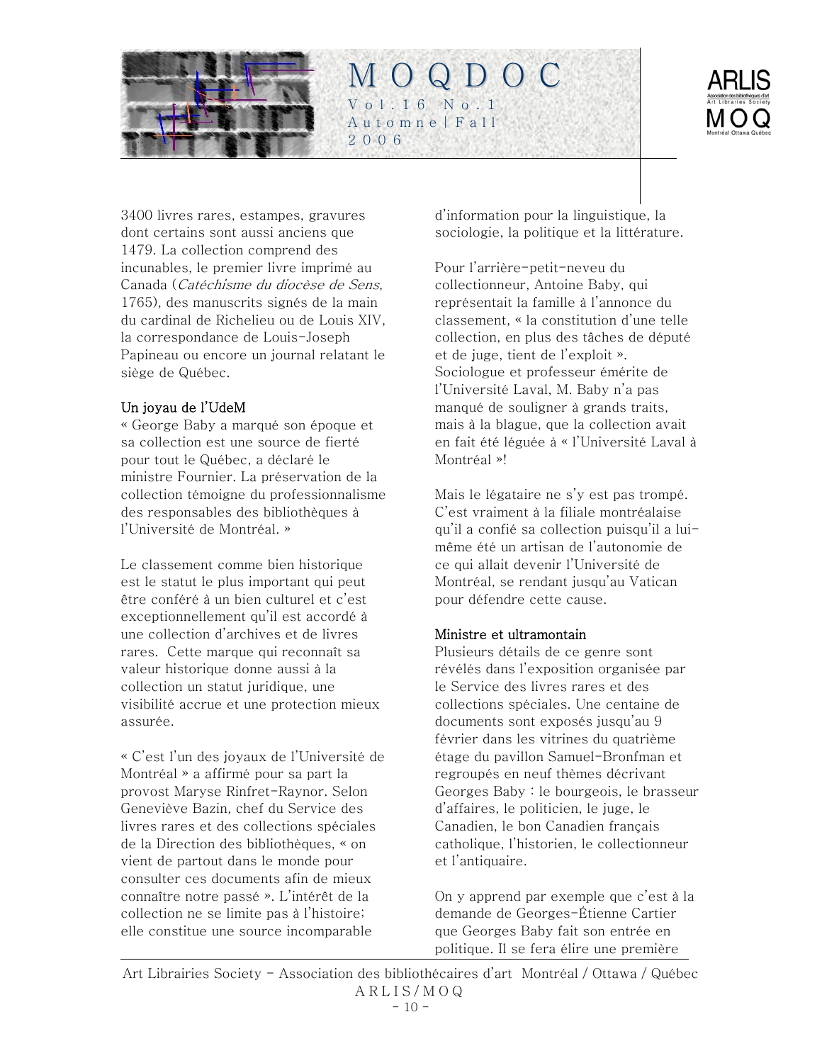3400 livres rares, estampes, gravures dont certains sont aussi anciens que 1479. La collection comprend des incunables, le premier livre imprimé au Canada (*Catéchisme du diocèse de Sens*, 1765), des manuscrits signés de la main du cardinal de Richelieu ou de Louis XIV, la correspondance de Louis-Joseph Papineau ou encore un journal relatant le siège de Québec.

### Un joyau de l'UdeM

« George Baby a marqué son époque et sa collection est une source de fierté pour tout le Québec, a déclaré le ministre Fournier. La préservation de la collection témoigne du professionnalisme des responsables des bibliothèques à l'Université de Montréal. »

Le classement comme bien historique est le statut le plus important qui peut être conféré à un bien culturel et c'est exceptionnellement qu'il est accordé à une collection d'archives et de livres rares. Cette marque qui reconnaît sa valeur historique donne aussi à la collection un statut juridique, une visibilité accrue et une protection mieux assurée.

« C'est l'un des joyaux de l'Université de Montréal » a affirmé pour sa part la provost Maryse Rinfret-Raynor. Selon Geneviève Bazin, chef du Service des livres rares et des collections spéciales de la Direction des bibliothèques, « on vient de partout dans le monde pour consulter ces documents afin de mieux connaître notre passé ». L'intérêt de la collection ne se limite pas à l'histoire; elle constitue une source incomparable d'information pour la linguistique, la sociologie, la politique et la littérature.

Pour l'arrière-petit-neveu du collectionneur, Antoine Baby, qui représentait la famille à l'annonce du classement, « la constitution d'une telle collection, en plus des tâches de député et de juge, tient de l'exploit ». Sociologue et professeur émérite de l'Université Laval, M. Baby n'a pas manqué de souligner à grands traits, mais à la blague, que la collection avait en fait été léguée à « l'Université Laval à Montréal »!

Mais le légataire ne s'y est pas trompé. C'est vraiment à la filiale montréalaise qu'il a confié sa collection puisqu'il a lui-même été un artisan de l'autonomie de ce qui allait devenir l'Université de Montréal, se rendant jusqu'au Vatican pour défendre cette cause.

### Ministre et ultramontain

Plusieurs détails de ce genre sont révélés dans l'exposition organisée par le Service des livres rares et des collections spéciales. Une centaine de documents sont exposés jusqu'au 9 février dans les vitrines du quatrième étage du pavillon Samuel-Bronfman et regroupés en neuf thèmes décrivant Georges Baby : le bourgeois, le brasseur d'affaires, le politicien, le juge, le Canadien, le bon Canadien français catholique, l'historien, le collectionneur et l'antiquaire.

On y apprend par exemple que c'est à la demande de Georges-Étienne Cartier que Georges Baby fait son entrée en politique. Il se fera élire une première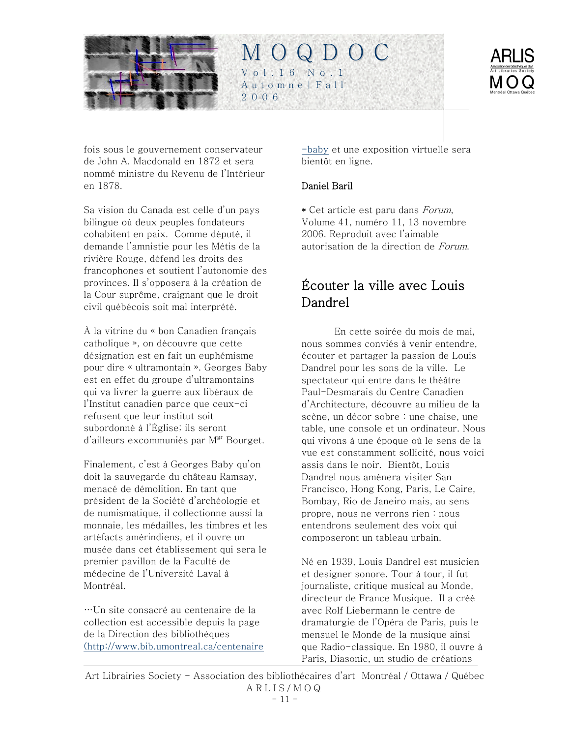fois sous le gouvernement conservateur de John A. Macdonald en 1872 et sera nommé ministre du Revenu de l'Intérieur en 1878.

Sa vision du Canada est celle d'un pays bilingue où deux peuples fondateurs cohabitent en paix. Comme député, il demande l'amnistie pour les Métis de la rivière Rouge, défend les droits des francophones et soutient l'autonomie des provinces. Il s'opposera à la création de la Cour suprême, craignant que le droit civil québécois soit mal interprété.

À la vitrine du « bon Canadien français catholique », on découvre que cette désignation est en fait un euphémisme pour dire « ultramontain ». Georges Baby est en effet du groupe d'ultramontains qui va livrer la guerre aux libéraux de l'Institut canadien parce que ceux-ci refusent que leur institut soit subordonné à l'Église; ils seront d'ailleurs excommuniés par M[gr] Bourget.

Finalement, c'est à Georges Baby qu'on doit la sauvegarde du château Ramsay, menacé de démolition. En tant que président de la Société d'archéologie et de numismatique, il collectionne aussi la monnaie, les médailles, les timbres et les artéfacts amérindiens, et il ouvre un musée dans cet établissement qui sera le premier pavillon de la Faculté de médecine de l'Université Laval à Montréal.

…Un site consacré au centenaire de la collection est accessible depuis la page de la Direction des bibliothèques (http://www.bib.umontreal.ca/centenaire-baby et une exposition virtuelle sera bientôt en ligne.

Daniel Baril

* Cet article est paru dans *Forum*, Volume 41, numéro 11, 13 novembre 2006. Reproduit avec l'aimable autorisation de la direction de *Forum*.

## Écouter la ville avec Louis Dandrel

En cette soirée du mois de mai, nous sommes conviés à venir entendre, écouter et partager la passion de Louis Dandrel pour les sons de la ville. Le spectateur qui entre dans le théâtre Paul-Desmarais du Centre Canadien d'Architecture, découvre au milieu de la scène, un décor sobre : une chaise, une table, une console et un ordinateur. Nous qui vivons à une époque où le sens de la vue est constamment sollicité, nous voici assis dans le noir. Bientôt, Louis Dandrel nous amènera visiter San Francisco, Hong Kong, Paris, Le Caire, Bombay, Rio de Janeiro mais, au sens propre, nous ne verrons rien : nous entendrons seulement des voix qui composeront un tableau urbain.

Né en 1939, Louis Dandrel est musicien et designer sonore. Tour à tour, il fut journaliste, critique musical au Monde, directeur de France Musique. Il a créé avec Rolf Liebermann le centre de dramaturgie de l'Opéra de Paris, puis le mensuel le Monde de la musique ainsi que Radio-classique. En 1980, il ouvre à Paris, Diasonic, un studio de créations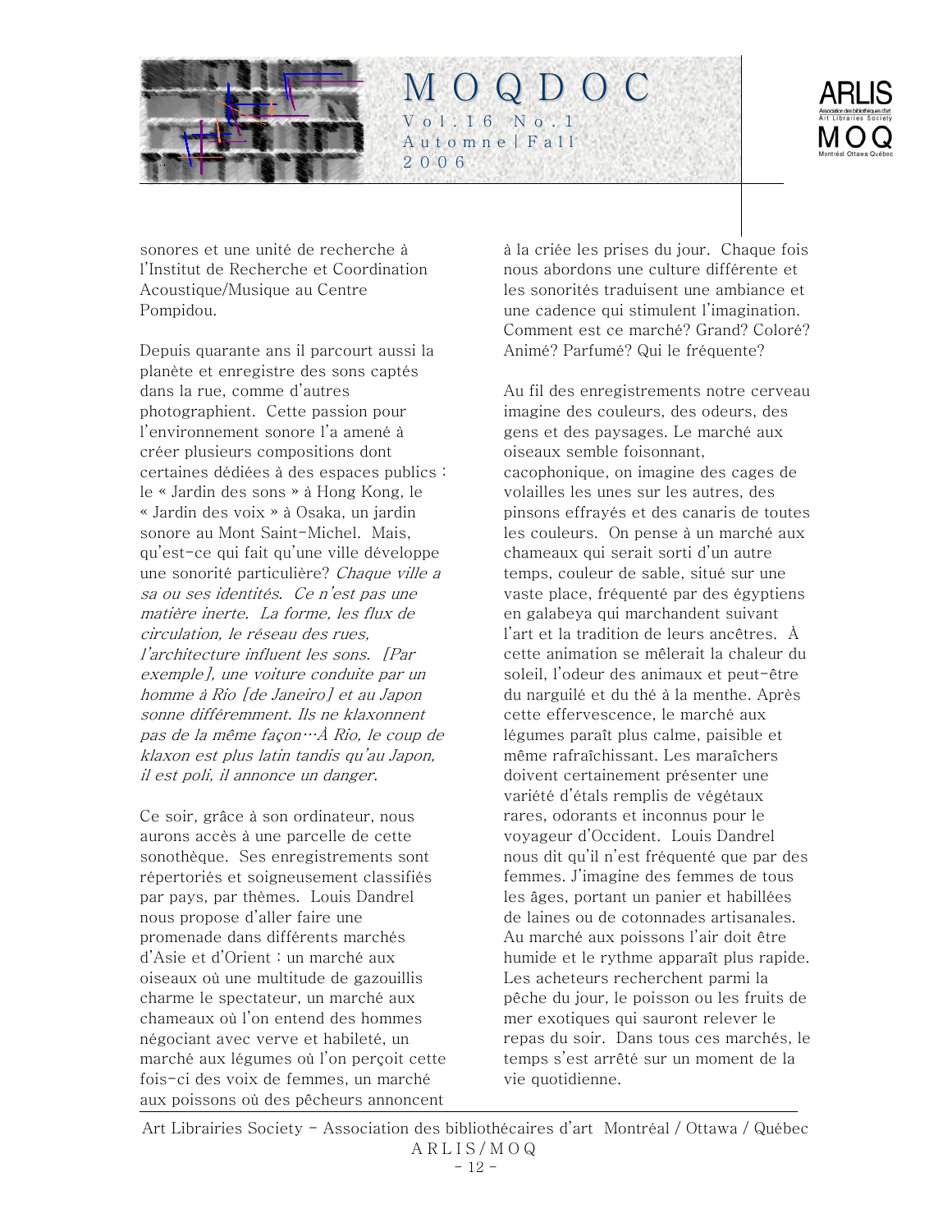sonores et une unité de recherche à l'Institut de Recherche et Coordination Acoustique/Musique au Centre Pompidou.

Depuis quarante ans il parcourt aussi la planète et enregistre des sons captés dans la rue, comme d'autres photographient. Cette passion pour l'environnement sonore l'a amené à créer plusieurs compositions dont certaines dédiées à des espaces publics : le « Jardin des sons » à Hong Kong, le « Jardin des voix » à Osaka, un jardin sonore au Mont Saint-Michel. Mais, qu'est-ce qui fait qu'une ville développe une sonorité particulière? *Chaque ville a sa ou ses identités. Ce n'est pas une matière inerte. La forme, les flux de circulation, le réseau des rues, l'architecture influent les sons. [Par exemple], une voiture conduite par un homme à Rio [de Janeiro] et au Japon sonne différemment. Ils ne klaxonnent pas de la même façon…À Rio, le coup de klaxon est plus latin tandis qu'au Japon, il est poli, il annonce un danger.*

Ce soir, grâce à son ordinateur, nous aurons accès à une parcelle de cette sonothèque. Ses enregistrements sont répertoriés et soigneusement classifiés par pays, par thèmes. Louis Dandrel nous propose d'aller faire une promenade dans différents marchés d'Asie et d'Orient : un marché aux oiseaux où une multitude de gazouillis charme le spectateur, un marché aux chameaux où l'on entend des hommes négociant avec verve et habileté, un marché aux légumes où l'on perçoit cette fois-ci des voix de femmes, un marché aux poissons où des pêcheurs annoncent à la criée les prises du jour. Chaque fois nous abordons une culture différente et les sonorités traduisent une ambiance et une cadence qui stimulent l'imagination. Comment est ce marché? Grand? Coloré? Animé? Parfumé? Qui le fréquente?

Au fil des enregistrements notre cerveau imagine des couleurs, des odeurs, des gens et des paysages. Le marché aux oiseaux semble foisonnant, cacophonique, on imagine des cages de volailles les unes sur les autres, des pinsons effrayés et des canaris de toutes les couleurs. On pense à un marché aux chameaux qui serait sorti d'un autre temps, couleur de sable, situé sur une vaste place, fréquenté par des égyptiens en galabeya qui marchandent suivant l'art et la tradition de leurs ancêtres. À cette animation se mêlerait la chaleur du soleil, l'odeur des animaux et peut-être du narguilé et du thé à la menthe. Après cette effervescence, le marché aux légumes paraît plus calme, paisible et même rafraîchissant. Les maraîchers doivent certainement présenter une variété d'étals remplis de végétaux rares, odorants et inconnus pour le voyageur d'Occident. Louis Dandrel nous dit qu'il n'est fréquenté que par des femmes. J'imagine des femmes de tous les âges, portant un panier et habillées de laines ou de cotonnades artisanales. Au marché aux poissons l'air doit être humide et le rythme apparaît plus rapide. Les acheteurs recherchent parmi la pêche du jour, le poisson ou les fruits de mer exotiques qui sauront relever le repas du soir. Dans tous ces marchés, le temps s'est arrêté sur un moment de la vie quotidienne.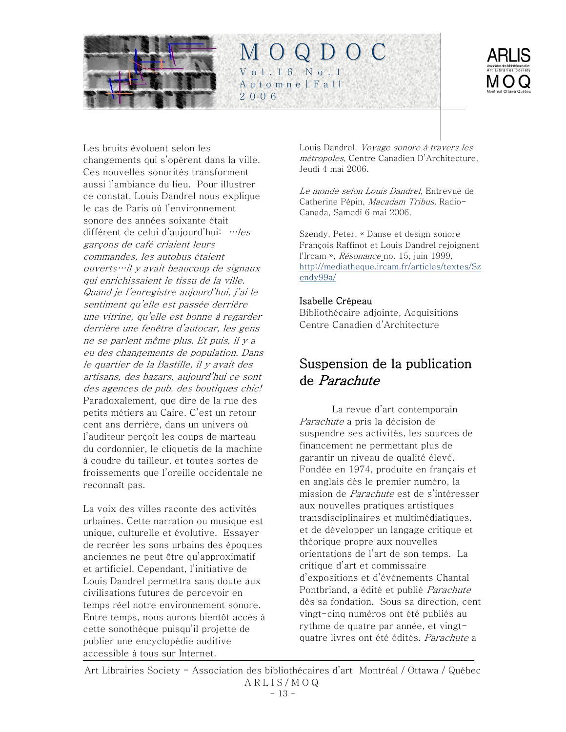Les bruits évoluent selon les changements qui s'opèrent dans la ville. Ces nouvelles sonorités transforment aussi l'ambiance du lieu. Pour illustrer ce constat, Louis Dandrel nous explique le cas de Paris où l'environnement sonore des années soixante était différent de celui d'aujourd'hui: *…les garçons de café criaient leurs commandes, les autobus étaient ouverts…il y avait beaucoup de signaux qui enrichissaient le tissu de la ville. Quand je l'enregistre aujourd'hui, j'ai le sentiment qu'elle est passée derrière une vitrine, qu'elle est bonne à regarder derrière une fenêtre d'autocar, les gens ne se parlent même plus. Et puis, il y a eu des changements de population. Dans le quartier de la Bastille, il y avait des artisans, des bazars, aujourd'hui ce sont des agences de pub, des boutiques chic!* Paradoxalement, que dire de la rue des petits métiers au Caire. C'est un retour cent ans derrière, dans un univers où l'auditeur perçoit les coups de marteau du cordonnier, le cliquetis de la machine à coudre du tailleur, et toutes sortes de froissements que l'oreille occidentale ne reconnaît pas.

La voix des villes raconte des activités urbaines. Cette narration ou musique est unique, culturelle et évolutive. Essayer de recréer les sons urbains des époques anciennes ne peut être qu'approximatif et artificiel. Cependant, l'initiative de Louis Dandrel permettra sans doute aux civilisations futures de percevoir en temps réel notre environnement sonore. Entre temps, nous aurons bientôt accès à cette sonothèque puisqu'il projette de publier une encyclopédie auditive accessible à tous sur Internet.

Louis Dandrel, *Voyage sonore à travers les métropoles*, Centre Canadien D'Architecture, Jeudi 4 mai 2006.

*Le monde selon Louis Dandrel*, Entrevue de Catherine Pépin, *Macadam Tribus*, Radio-Canada, Samedi 6 mai 2006.

Szendy, Peter, « Danse et design sonore François Raffinot et Louis Dandrel rejoignent l'Ircam », *Résonance* no. 15, juin 1999, http://mediatheque.ircam.fr/articles/textes/Szendy99a/

Isabelle Crépeau
Bibliothécaire adjointe, Acquisitions
Centre Canadien d'Architecture

## Suspension de la publication de *Parachute*

La revue d'art contemporain *Parachute* a pris la décision de suspendre ses activités, les sources de financement ne permettant plus de garantir un niveau de qualité élevé. Fondée en 1974, produite en français et en anglais dès le premier numéro, la mission de *Parachute* est de s'intéresser aux nouvelles pratiques artistiques transdisciplinaires et multimédiatiques, et de développer un langage critique et théorique propre aux nouvelles orientations de l'art de son temps. La critique d'art et commissaire d'expositions et d'événements Chantal Pontbriand, a édité et publié *Parachute* dès sa fondation. Sous sa direction, cent vingt-cinq numéros ont été publiés au rythme de quatre par année, et vingt-quatre livres ont été édités. *Parachute* a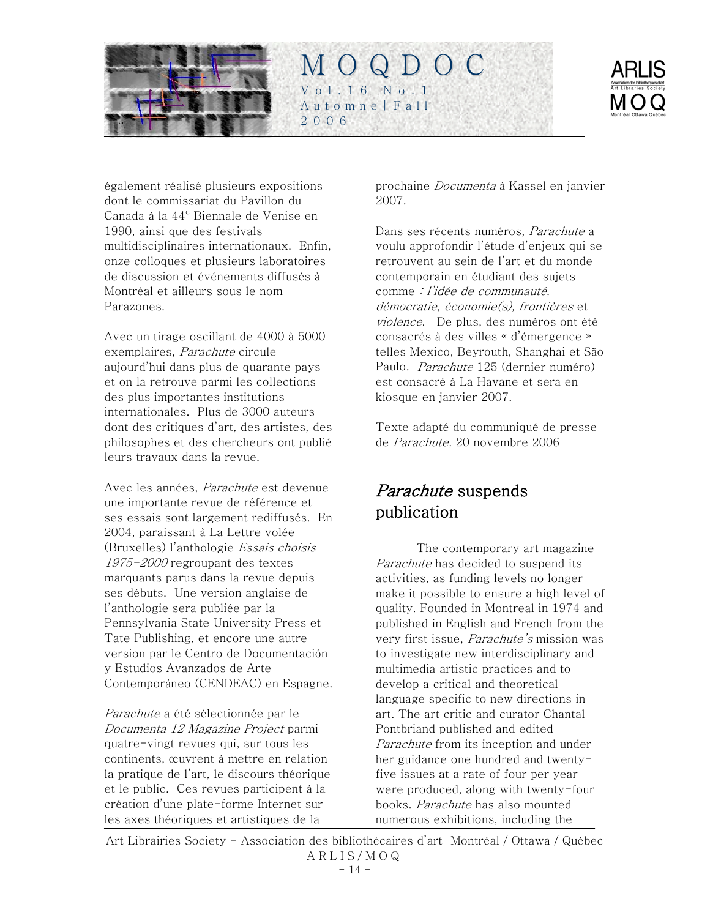également réalisé plusieurs expositions dont le commissariat du Pavillon du Canada à la 44[e] Biennale de Venise en 1990, ainsi que des festivals multidisciplinaires internationaux. Enfin, onze colloques et plusieurs laboratoires de discussion et événements diffusés à Montréal et ailleurs sous le nom Parazones.

Avec un tirage oscillant de 4000 à 5000 exemplaires, *Parachute* circule aujourd'hui dans plus de quarante pays et on la retrouve parmi les collections des plus importantes institutions internationales. Plus de 3000 auteurs dont des critiques d'art, des artistes, des philosophes et des chercheurs ont publié leurs travaux dans la revue.

Avec les années, *Parachute* est devenue une importante revue de référence et ses essais sont largement rediffusés. En 2004, paraissant à La Lettre volée (Bruxelles) l'anthologie *Essais choisis 1975-2000* regroupant des textes marquants parus dans la revue depuis ses débuts. Une version anglaise de l'anthologie sera publiée par la Pennsylvania State University Press et Tate Publishing, et encore une autre version par le Centro de Documentación y Estudios Avanzados de Arte Contemporáneo (CENDEAC) en Espagne.

*Parachute* a été sélectionnée par le *Documenta 12 Magazine Project* parmi quatre-vingt revues qui, sur tous les continents, œuvrent à mettre en relation la pratique de l'art, le discours théorique et le public. Ces revues participent à la création d'une plate-forme Internet sur les axes théoriques et artistiques de la prochaine *Documenta* à Kassel en janvier 2007.

Dans ses récents numéros, *Parachute* a voulu approfondir l'étude d'enjeux qui se retrouvent au sein de l'art et du monde contemporain en étudiant des sujets comme *: l'idée de communauté, démocratie, économie(s), frontières* et *violence*. De plus, des numéros ont été consacrés à des villes « d'émergence » telles Mexico, Beyrouth, Shanghai et São Paulo. *Parachute* 125 (dernier numéro) est consacré à La Havane et sera en kiosque en janvier 2007.

Texte adapté du communiqué de presse de *Parachute,* 20 novembre 2006

## *Parachute* suspends publication

The contemporary art magazine *Parachute* has decided to suspend its activities, as funding levels no longer make it possible to ensure a high level of quality. Founded in Montreal in 1974 and published in English and French from the very first issue, *Parachute's* mission was to investigate new interdisciplinary and multimedia artistic practices and to develop a critical and theoretical language specific to new directions in art. The art critic and curator Chantal Pontbriand published and edited *Parachute* from its inception and under her guidance one hundred and twenty-five issues at a rate of four per year were produced, along with twenty-four books. *Parachute* has also mounted numerous exhibitions, including the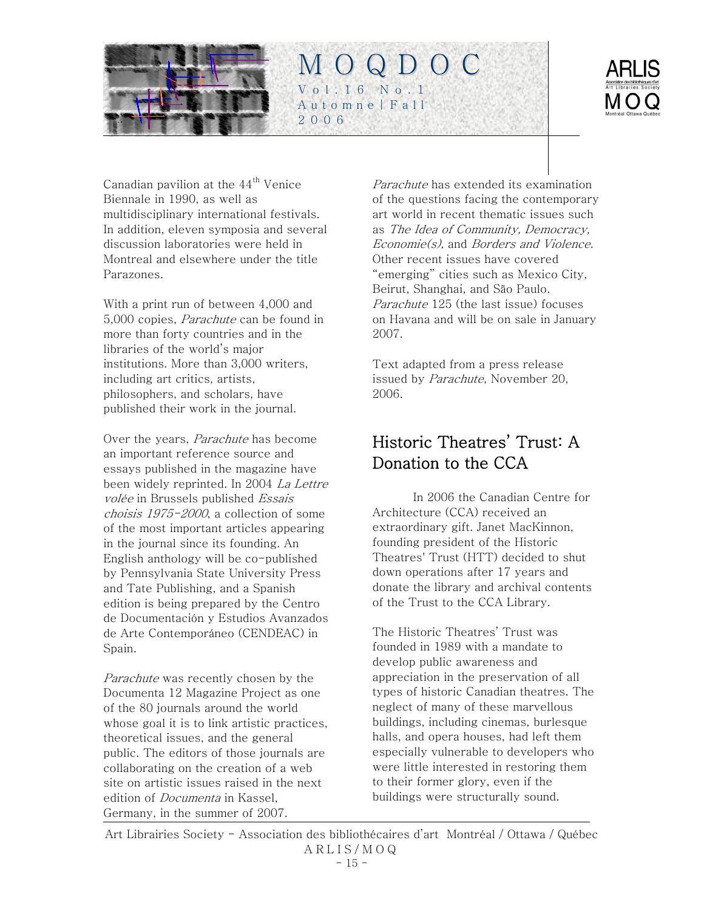Canadian pavilion at the 44th Venice Biennale in 1990, as well as multidisciplinary international festivals. In addition, eleven symposia and several discussion laboratories were held in Montreal and elsewhere under the title Parazones.

With a print run of between 4,000 and 5,000 copies, *Parachute* can be found in more than forty countries and in the libraries of the world's major institutions. More than 3,000 writers, including art critics, artists, philosophers, and scholars, have published their work in the journal.

Over the years, *Parachute* has become an important reference source and essays published in the magazine have been widely reprinted. In 2004 *La Lettre volée* in Brussels published *Essais choisis 1975-2000*, a collection of some of the most important articles appearing in the journal since its founding. An English anthology will be co-published by Pennsylvania State University Press and Tate Publishing, and a Spanish edition is being prepared by the Centro de Documentación y Estudios Avanzados de Arte Contemporáneo (CENDEAC) in Spain.

*Parachute* was recently chosen by the Documenta 12 Magazine Project as one of the 80 journals around the world whose goal it is to link artistic practices, theoretical issues, and the general public. The editors of those journals are collaborating on the creation of a web site on artistic issues raised in the next edition of *Documenta* in Kassel, Germany, in the summer of 2007.

*Parachute* has extended its examination of the questions facing the contemporary art world in recent thematic issues such as *The Idea of Community, Democracy, Economie(s),* and *Borders and Violence*. Other recent issues have covered "emerging" cities such as Mexico City, Beirut, Shanghai, and São Paulo. *Parachute* 125 (the last issue) focuses on Havana and will be on sale in January 2007.

Text adapted from a press release issued by *Parachute*, November 20, 2006.

## Historic Theatres' Trust: A Donation to the CCA

In 2006 the Canadian Centre for Architecture (CCA) received an extraordinary gift. Janet MacKinnon, founding president of the Historic Theatres' Trust (HTT) decided to shut down operations after 17 years and donate the library and archival contents of the Trust to the CCA Library.

The Historic Theatres' Trust was founded in 1989 with a mandate to develop public awareness and appreciation in the preservation of all types of historic Canadian theatres. The neglect of many of these marvellous buildings, including cinemas, burlesque halls, and opera houses, had left them especially vulnerable to developers who were little interested in restoring them to their former glory, even if the buildings were structurally sound.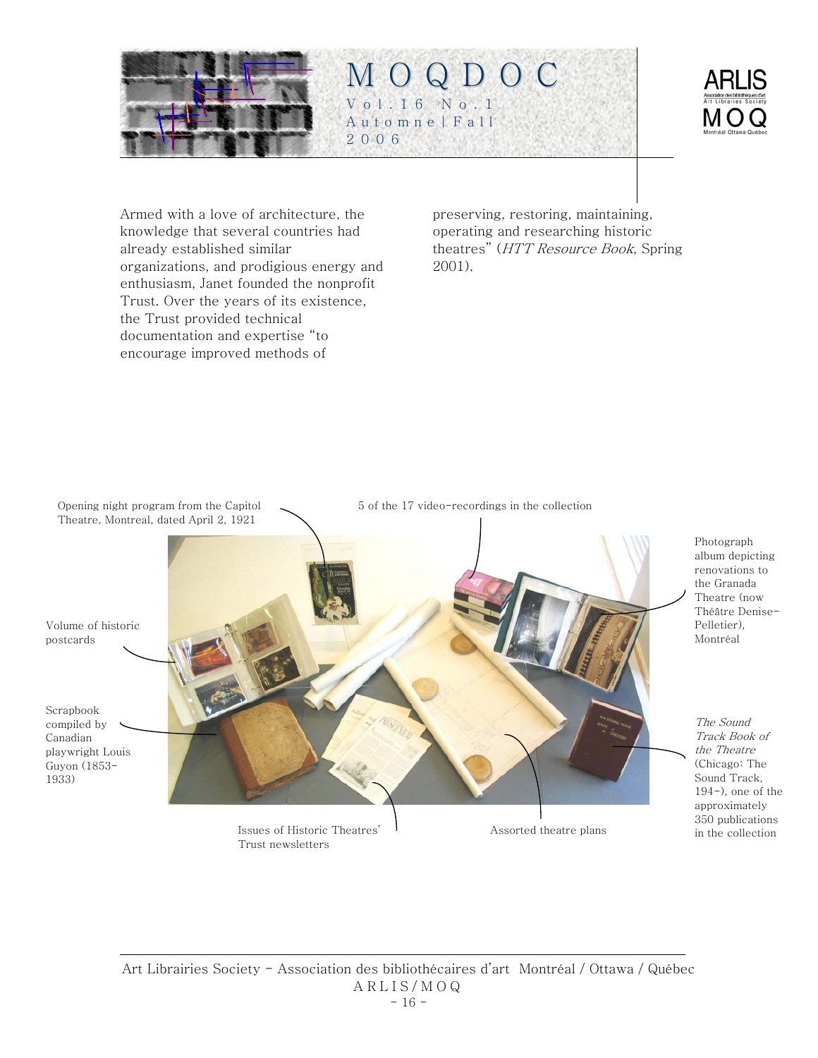Armed with a love of architecture, the knowledge that several countries had already established similar organizations, and prodigious energy and enthusiasm, Janet founded the nonprofit Trust. Over the years of its existence, the Trust provided technical documentation and expertise "to encourage improved methods of preserving, restoring, maintaining, operating and researching historic theatres" (*HTT Resource Book*, Spring 2001).

Opening night program from the Capitol Theatre, Montreal, dated April 2, 1921

5 of the 17 video-recordings in the collection

Photograph album depicting renovations to the Granada Theatre (now Théâtre Denise-Pelletier), Montréal

Volume of historic postcards

Scrapbook compiled by Canadian playwright Louis Guyon (1853-1933)

*The Sound Track Book of the Theatre* (Chicago: The Sound Track, 194-), one of the approximately 350 publications in the collection

Issues of Historic Theatres' Trust newsletters

Assorted theatre plans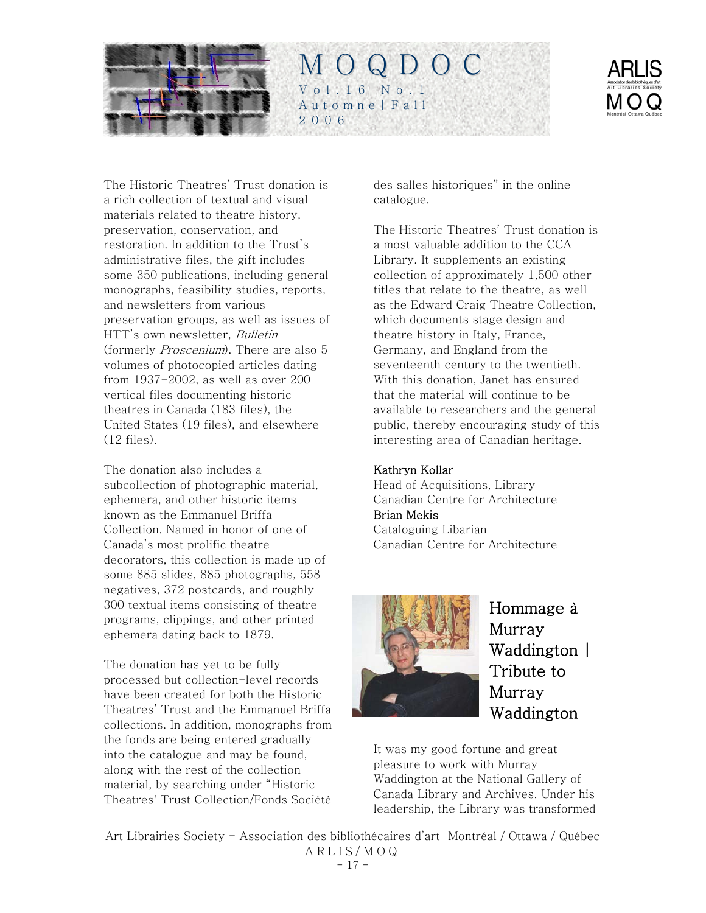The Historic Theatres' Trust donation is a rich collection of textual and visual materials related to theatre history, preservation, conservation, and restoration. In addition to the Trust's administrative files, the gift includes some 350 publications, including general monographs, feasibility studies, reports, and newsletters from various preservation groups, as well as issues of HTT's own newsletter, *Bulletin* (formerly *Proscenium*). There are also 5 volumes of photocopied articles dating from 1937-2002, as well as over 200 vertical files documenting historic theatres in Canada (183 files), the United States (19 files), and elsewhere (12 files).

The donation also includes a subcollection of photographic material, ephemera, and other historic items known as the Emmanuel Briffa Collection. Named in honor of one of Canada's most prolific theatre decorators, this collection is made up of some 885 slides, 885 photographs, 558 negatives, 372 postcards, and roughly 300 textual items consisting of theatre programs, clippings, and other printed ephemera dating back to 1879.

The donation has yet to be fully processed but collection-level records have been created for both the Historic Theatres' Trust and the Emmanuel Briffa collections. In addition, monographs from the fonds are being entered gradually into the catalogue and may be found, along with the rest of the collection material, by searching under "Historic Theatres' Trust Collection/Fonds Société des salles historiques" in the online catalogue.

The Historic Theatres' Trust donation is a most valuable addition to the CCA Library. It supplements an existing collection of approximately 1,500 other titles that relate to the theatre, as well as the Edward Craig Theatre Collection, which documents stage design and theatre history in Italy, France, Germany, and England from the seventeenth century to the twentieth. With this donation, Janet has ensured that the material will continue to be available to researchers and the general public, thereby encouraging study of this interesting area of Canadian heritage.

Kathryn Kollar
Head of Acquisitions, Library
Canadian Centre for Architecture
Brian Mekis
Cataloguing Libarian
Canadian Centre for Architecture

## Hommage à Murray Waddington | Tribute to Murray Waddington

It was my good fortune and great pleasure to work with Murray Waddington at the National Gallery of Canada Library and Archives. Under his leadership, the Library was transformed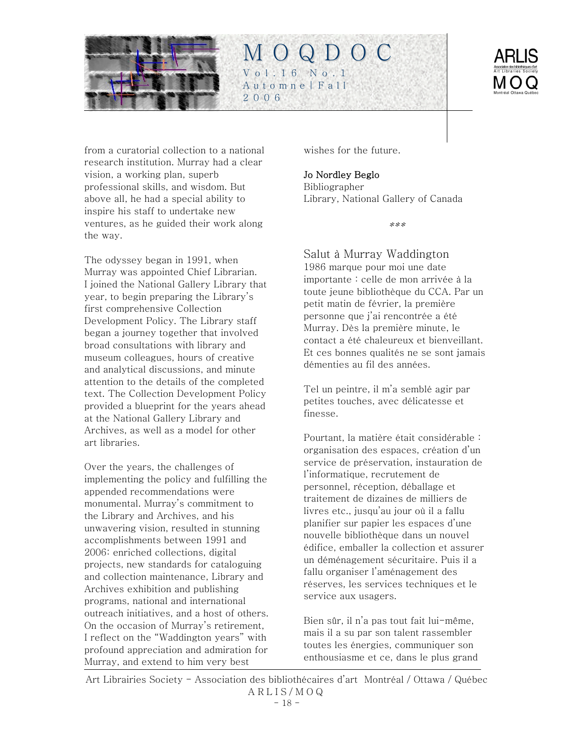from a curatorial collection to a national research institution. Murray had a clear vision, a working plan, superb professional skills, and wisdom. But above all, he had a special ability to inspire his staff to undertake new ventures, as he guided their work along the way.

The odyssey began in 1991, when Murray was appointed Chief Librarian. I joined the National Gallery Library that year, to begin preparing the Library's first comprehensive Collection Development Policy. The Library staff began a journey together that involved broad consultations with library and museum colleagues, hours of creative and analytical discussions, and minute attention to the details of the completed text. The Collection Development Policy provided a blueprint for the years ahead at the National Gallery Library and Archives, as well as a model for other art libraries.

Over the years, the challenges of implementing the policy and fulfilling the appended recommendations were monumental. Murray's commitment to the Library and Archives, and his unwavering vision, resulted in stunning accomplishments between 1991 and 2006: enriched collections, digital projects, new standards for cataloguing and collection maintenance, Library and Archives exhibition and publishing programs, national and international outreach initiatives, and a host of others. On the occasion of Murray's retirement, I reflect on the "Waddington years" with profound appreciation and admiration for Murray, and extend to him very best wishes for the future.

**Jo Nordley Beglo**
Bibliographer
Library, National Gallery of Canada

\*\*\*

## Salut à Murray Waddington

1986 marque pour moi une date importante : celle de mon arrivée à la toute jeune bibliothèque du CCA. Par un petit matin de février, la première personne que j'ai rencontrée a été Murray. Dès la première minute, le contact a été chaleureux et bienveillant. Et ces bonnes qualités ne se sont jamais démenties au fil des années.

Tel un peintre, il m'a semblé agir par petites touches, avec délicatesse et finesse.

Pourtant, la matière était considérable : organisation des espaces, création d'un service de préservation, instauration de l'informatique, recrutement de personnel, réception, déballage et traitement de dizaines de milliers de livres etc., jusqu'au jour où il a fallu planifier sur papier les espaces d'une nouvelle bibliothèque dans un nouvel édifice, emballer la collection et assurer un déménagement sécuritaire. Puis il a fallu organiser l'aménagement des réserves, les services techniques et le service aux usagers.

Bien sûr, il n'a pas tout fait lui-même, mais il a su par son talent rassembler toutes les énergies, communiquer son enthousiasme et ce, dans le plus grand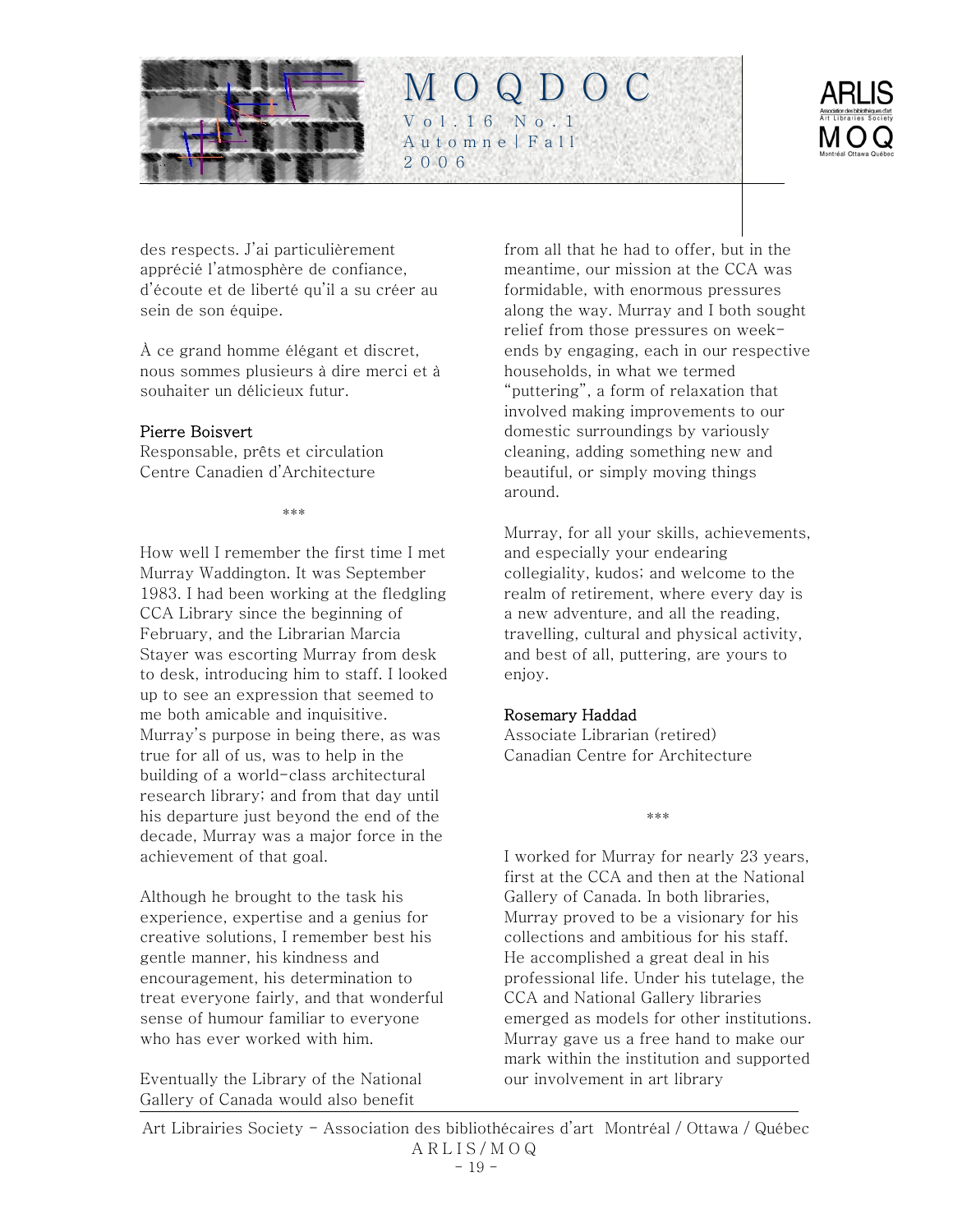des respects. J'ai particulièrement apprécié l'atmosphère de confiance, d'écoute et de liberté qu'il a su créer au sein de son équipe.

À ce grand homme élégant et discret, nous sommes plusieurs à dire merci et à souhaiter un délicieux futur.

Pierre Boisvert
Responsable, prêts et circulation
Centre Canadien d'Architecture

***

How well I remember the first time I met Murray Waddington. It was September 1983. I had been working at the fledgling CCA Library since the beginning of February, and the Librarian Marcia Stayer was escorting Murray from desk to desk, introducing him to staff. I looked up to see an expression that seemed to me both amicable and inquisitive. Murray's purpose in being there, as was true for all of us, was to help in the building of a world-class architectural research library; and from that day until his departure just beyond the end of the decade, Murray was a major force in the achievement of that goal.

Although he brought to the task his experience, expertise and a genius for creative solutions, I remember best his gentle manner, his kindness and encouragement, his determination to treat everyone fairly, and that wonderful sense of humour familiar to everyone who has ever worked with him.

Eventually the Library of the National Gallery of Canada would also benefit from all that he had to offer, but in the meantime, our mission at the CCA was formidable, with enormous pressures along the way. Murray and I both sought relief from those pressures on week-ends by engaging, each in our respective households, in what we termed "puttering", a form of relaxation that involved making improvements to our domestic surroundings by variously cleaning, adding something new and beautiful, or simply moving things around.

Murray, for all your skills, achievements, and especially your endearing collegiality, kudos; and welcome to the realm of retirement, where every day is a new adventure, and all the reading, travelling, cultural and physical activity, and best of all, puttering, are yours to enjoy.

Rosemary Haddad
Associate Librarian (retired)
Canadian Centre for Architecture

***

I worked for Murray for nearly 23 years, first at the CCA and then at the National Gallery of Canada. In both libraries, Murray proved to be a visionary for his collections and ambitious for his staff. He accomplished a great deal in his professional life. Under his tutelage, the CCA and National Gallery libraries emerged as models for other institutions. Murray gave us a free hand to make our mark within the institution and supported our involvement in art library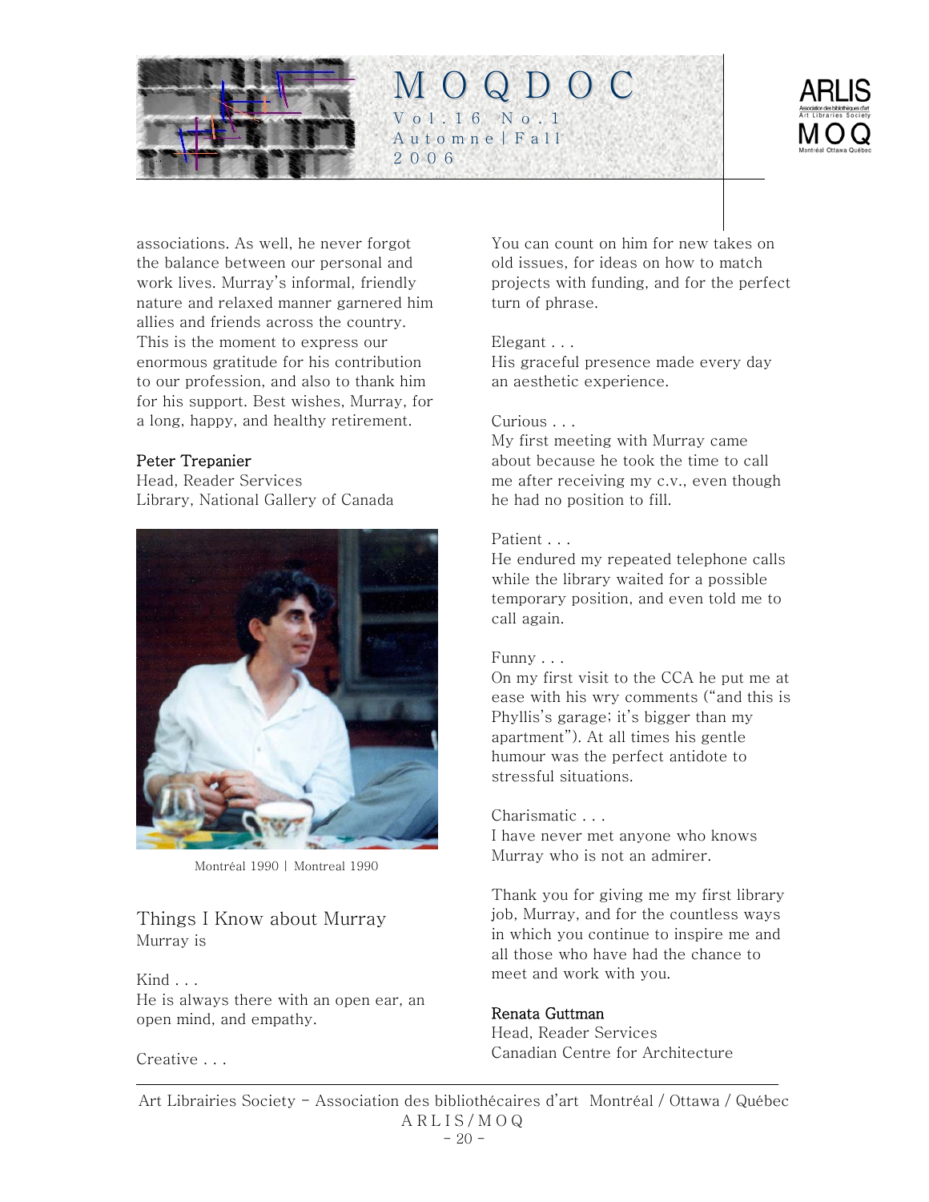associations. As well, he never forgot the balance between our personal and work lives. Murray's informal, friendly nature and relaxed manner garnered him allies and friends across the country. This is the moment to express our enormous gratitude for his contribution to our profession, and also to thank him for his support. Best wishes, Murray, for a long, happy, and healthy retirement.

**Peter Trepanier**
Head, Reader Services
Library, National Gallery of Canada

Montréal 1990 | Montreal 1990

## Things I Know about Murray

Murray is

Kind . . .
He is always there with an open ear, an open mind, and empathy.

Creative . . .
You can count on him for new takes on old issues, for ideas on how to match projects with funding, and for the perfect turn of phrase.

Elegant . . .
His graceful presence made every day an aesthetic experience.

Curious . . .
My first meeting with Murray came about because he took the time to call me after receiving my c.v., even though he had no position to fill.

Patient . . .
He endured my repeated telephone calls while the library waited for a possible temporary position, and even told me to call again.

Funny . . .
On my first visit to the CCA he put me at ease with his wry comments ("and this is Phyllis's garage; it's bigger than my apartment"). At all times his gentle humour was the perfect antidote to stressful situations.

Charismatic . . .
I have never met anyone who knows Murray who is not an admirer.

Thank you for giving me my first library job, Murray, and for the countless ways in which you continue to inspire me and all those who have had the chance to meet and work with you.

**Renata Guttman**
Head, Reader Services
Canadian Centre for Architecture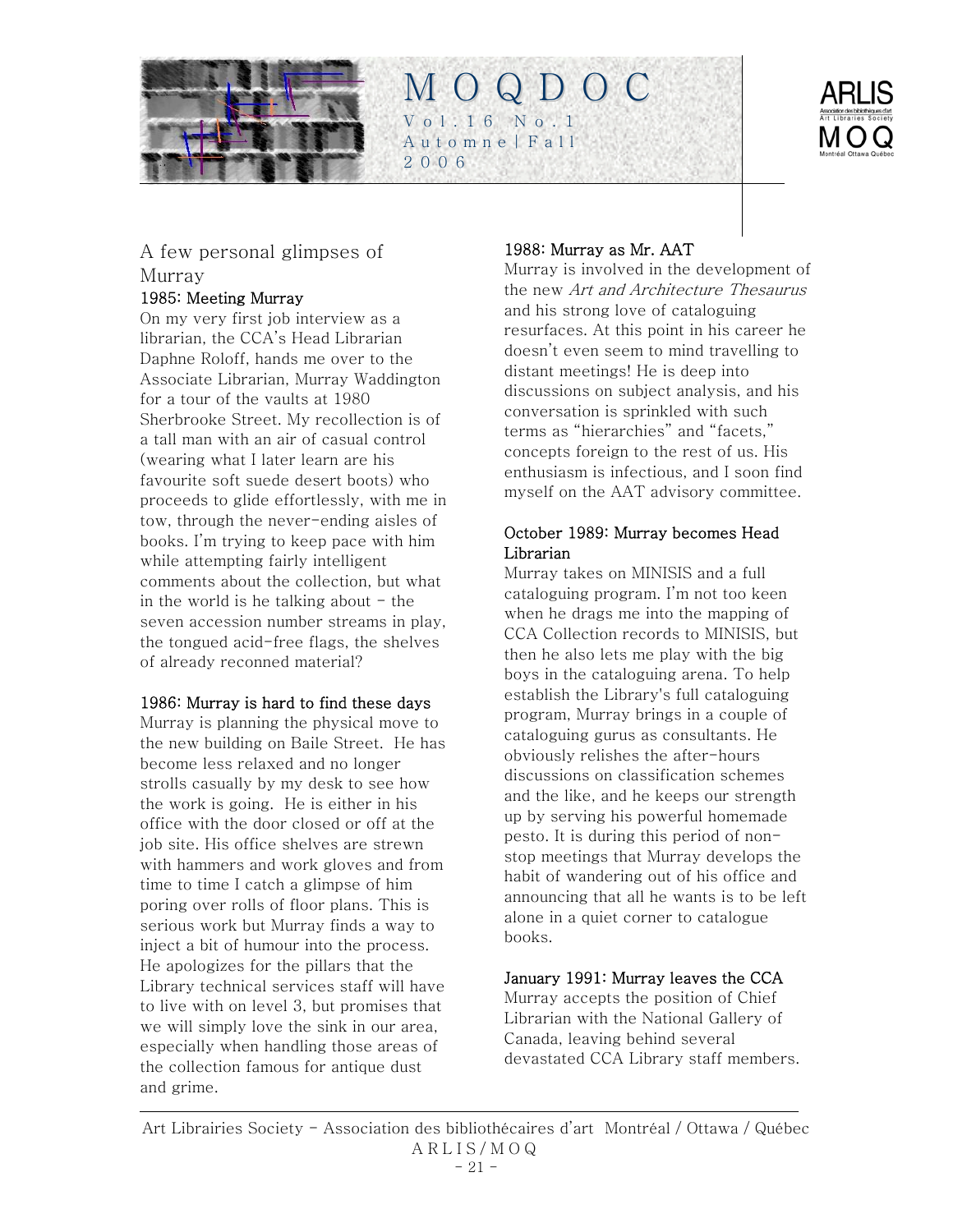## A few personal glimpses of Murray

### 1985: Meeting Murray

On my very first job interview as a librarian, the CCA's Head Librarian Daphne Roloff, hands me over to the Associate Librarian, Murray Waddington for a tour of the vaults at 1980 Sherbrooke Street. My recollection is of a tall man with an air of casual control (wearing what I later learn are his favourite soft suede desert boots) who proceeds to glide effortlessly, with me in tow, through the never-ending aisles of books. I'm trying to keep pace with him while attempting fairly intelligent comments about the collection, but what in the world is he talking about - the seven accession number streams in play, the tongued acid-free flags, the shelves of already reconned material?

### 1986: Murray is hard to find these days

Murray is planning the physical move to the new building on Baile Street. He has become less relaxed and no longer strolls casually by my desk to see how the work is going. He is either in his office with the door closed or off at the job site. His office shelves are strewn with hammers and work gloves and from time to time I catch a glimpse of him poring over rolls of floor plans. This is serious work but Murray finds a way to inject a bit of humour into the process. He apologizes for the pillars that the Library technical services staff will have to live with on level 3, but promises that we will simply love the sink in our area, especially when handling those areas of the collection famous for antique dust and grime.

### 1988: Murray as Mr. AAT

Murray is involved in the development of the new *Art and Architecture Thesaurus* and his strong love of cataloguing resurfaces. At this point in his career he doesn't even seem to mind travelling to distant meetings! He is deep into discussions on subject analysis, and his conversation is sprinkled with such terms as "hierarchies" and "facets," concepts foreign to the rest of us. His enthusiasm is infectious, and I soon find myself on the AAT advisory committee.

### October 1989: Murray becomes Head Librarian

Murray takes on MINISIS and a full cataloguing program. I'm not too keen when he drags me into the mapping of CCA Collection records to MINISIS, but then he also lets me play with the big boys in the cataloguing arena. To help establish the Library's full cataloguing program, Murray brings in a couple of cataloguing gurus as consultants. He obviously relishes the after-hours discussions on classification schemes and the like, and he keeps our strength up by serving his powerful homemade pesto. It is during this period of non-stop meetings that Murray develops the habit of wandering out of his office and announcing that all he wants is to be left alone in a quiet corner to catalogue books.

### January 1991: Murray leaves the CCA

Murray accepts the position of Chief Librarian with the National Gallery of Canada, leaving behind several devastated CCA Library staff members.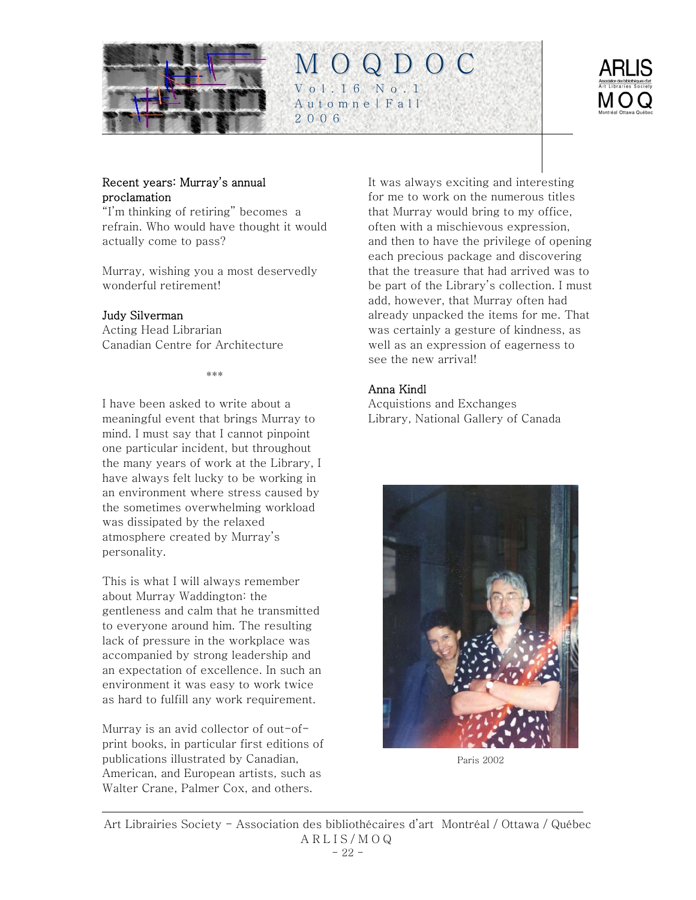**Recent years: Murray's annual proclamation**
"I'm thinking of retiring" becomes a refrain. Who would have thought it would actually come to pass?

Murray, wishing you a most deservedly wonderful retirement!

**Judy Silverman**
Acting Head Librarian
Canadian Centre for Architecture

\*\*\*

I have been asked to write about a meaningful event that brings Murray to mind. I must say that I cannot pinpoint one particular incident, but throughout the many years of work at the Library, I have always felt lucky to be working in an environment where stress caused by the sometimes overwhelming workload was dissipated by the relaxed atmosphere created by Murray's personality.

This is what I will always remember about Murray Waddington: the gentleness and calm that he transmitted to everyone around him. The resulting lack of pressure in the workplace was accompanied by strong leadership and an expectation of excellence. In such an environment it was easy to work twice as hard to fulfill any work requirement.

Murray is an avid collector of out-of-print books, in particular first editions of publications illustrated by Canadian, American, and European artists, such as Walter Crane, Palmer Cox, and others.

It was always exciting and interesting for me to work on the numerous titles that Murray would bring to my office, often with a mischievous expression, and then to have the privilege of opening each precious package and discovering that the treasure that had arrived was to be part of the Library's collection. I must add, however, that Murray often had already unpacked the items for me. That was certainly a gesture of kindness, as well as an expression of eagerness to see the new arrival!

**Anna Kindl**
Acquistions and Exchanges
Library, National Gallery of Canada

Paris 2002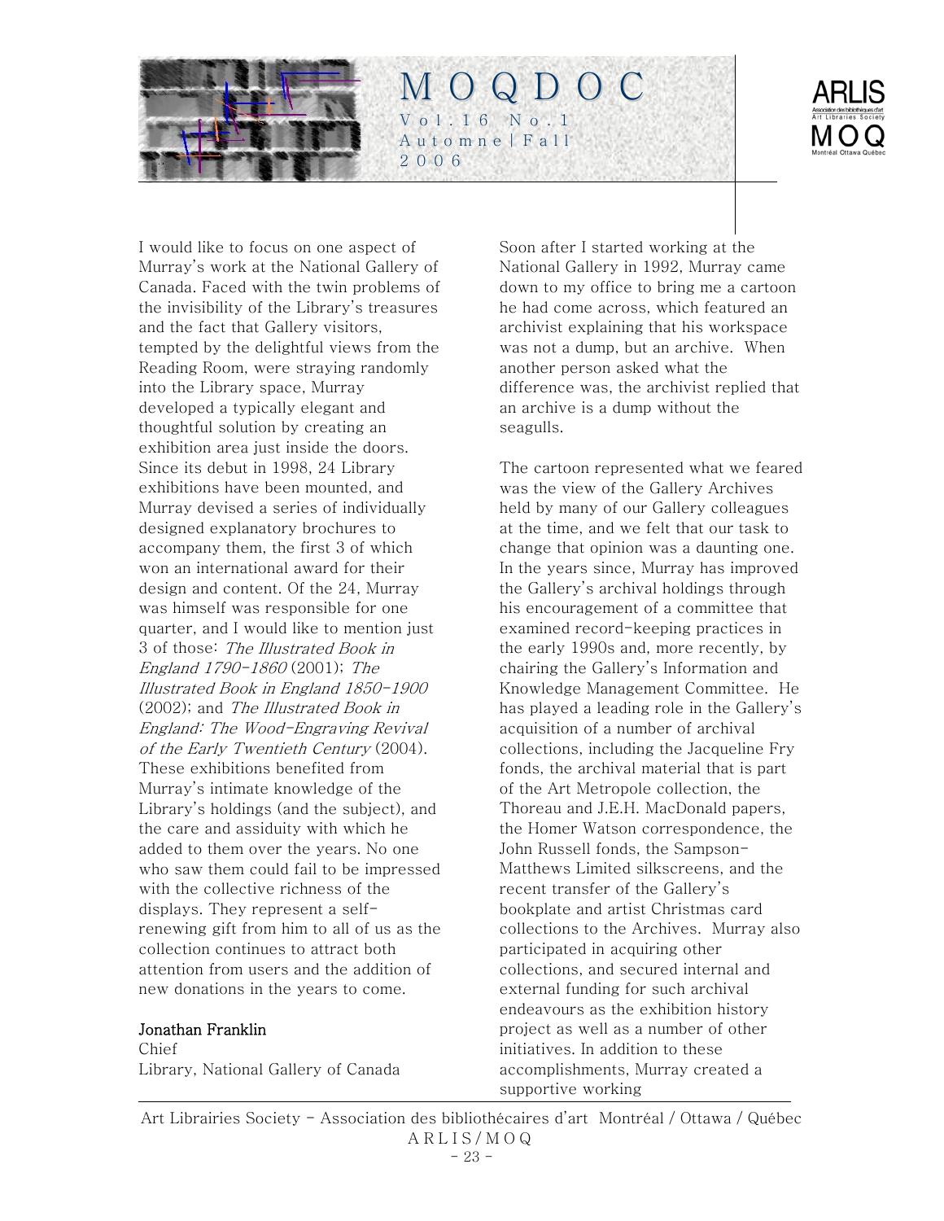I would like to focus on one aspect of Murray's work at the National Gallery of Canada. Faced with the twin problems of the invisibility of the Library's treasures and the fact that Gallery visitors, tempted by the delightful views from the Reading Room, were straying randomly into the Library space, Murray developed a typically elegant and thoughtful solution by creating an exhibition area just inside the doors. Since its debut in 1998, 24 Library exhibitions have been mounted, and Murray devised a series of individually designed explanatory brochures to accompany them, the first 3 of which won an international award for their design and content. Of the 24, Murray was himself was responsible for one quarter, and I would like to mention just 3 of those: *The Illustrated Book in England 1790-1860* (2001); *The Illustrated Book in England 1850-1900* (2002); and *The Illustrated Book in England: The Wood-Engraving Revival of the Early Twentieth Century* (2004). These exhibitions benefited from Murray's intimate knowledge of the Library's holdings (and the subject), and the care and assiduity with which he added to them over the years. No one who saw them could fail to be impressed with the collective richness of the displays. They represent a self-renewing gift from him to all of us as the collection continues to attract both attention from users and the addition of new donations in the years to come.

**Jonathan Franklin**
Chief
Library, National Gallery of Canada

Soon after I started working at the National Gallery in 1992, Murray came down to my office to bring me a cartoon he had come across, which featured an archivist explaining that his workspace was not a dump, but an archive. When another person asked what the difference was, the archivist replied that an archive is a dump without the seagulls.

The cartoon represented what we feared was the view of the Gallery Archives held by many of our Gallery colleagues at the time, and we felt that our task to change that opinion was a daunting one. In the years since, Murray has improved the Gallery's archival holdings through his encouragement of a committee that examined record-keeping practices in the early 1990s and, more recently, by chairing the Gallery's Information and Knowledge Management Committee. He has played a leading role in the Gallery's acquisition of a number of archival collections, including the Jacqueline Fry fonds, the archival material that is part of the Art Metropole collection, the Thoreau and J.E.H. MacDonald papers, the Homer Watson correspondence, the John Russell fonds, the Sampson-Matthews Limited silkscreens, and the recent transfer of the Gallery's bookplate and artist Christmas card collections to the Archives. Murray also participated in acquiring other collections, and secured internal and external funding for such archival endeavours as the exhibition history project as well as a number of other initiatives. In addition to these accomplishments, Murray created a supportive working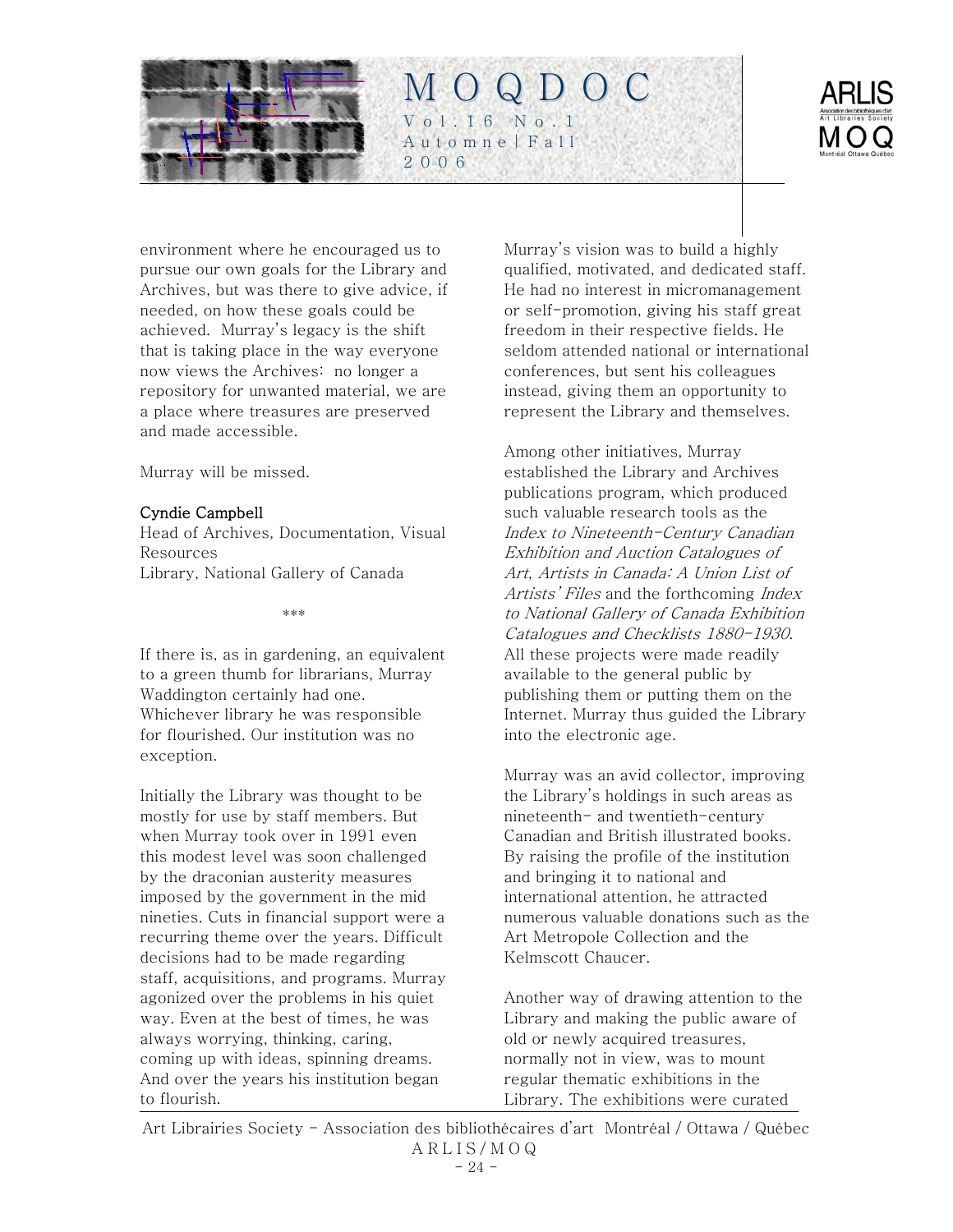environment where he encouraged us to pursue our own goals for the Library and Archives, but was there to give advice, if needed, on how these goals could be achieved. Murray's legacy is the shift that is taking place in the way everyone now views the Archives: no longer a repository for unwanted material, we are a place where treasures are preserved and made accessible.

Murray will be missed.

**Cyndie Campbell**
Head of Archives, Documentation, Visual Resources
Library, National Gallery of Canada

***

If there is, as in gardening, an equivalent to a green thumb for librarians, Murray Waddington certainly had one. Whichever library he was responsible for flourished. Our institution was no exception.

Initially the Library was thought to be mostly for use by staff members. But when Murray took over in 1991 even this modest level was soon challenged by the draconian austerity measures imposed by the government in the mid nineties. Cuts in financial support were a recurring theme over the years. Difficult decisions had to be made regarding staff, acquisitions, and programs. Murray agonized over the problems in his quiet way. Even at the best of times, he was always worrying, thinking, caring, coming up with ideas, spinning dreams. And over the years his institution began to flourish.

Murray's vision was to build a highly qualified, motivated, and dedicated staff. He had no interest in micromanagement or self-promotion, giving his staff great freedom in their respective fields. He seldom attended national or international conferences, but sent his colleagues instead, giving them an opportunity to represent the Library and themselves.

Among other initiatives, Murray established the Library and Archives publications program, which produced such valuable research tools as the *Index to Nineteenth-Century Canadian Exhibition and Auction Catalogues of Art*, *Artists in Canada: A Union List of Artists' Files* and the forthcoming *Index to National Gallery of Canada Exhibition Catalogues and Checklists 1880-1930*. All these projects were made readily available to the general public by publishing them or putting them on the Internet. Murray thus guided the Library into the electronic age.

Murray was an avid collector, improving the Library's holdings in such areas as nineteenth- and twentieth-century Canadian and British illustrated books. By raising the profile of the institution and bringing it to national and international attention, he attracted numerous valuable donations such as the Art Metropole Collection and the Kelmscott Chaucer.

Another way of drawing attention to the Library and making the public aware of old or newly acquired treasures, normally not in view, was to mount regular thematic exhibitions in the Library. The exhibitions were curated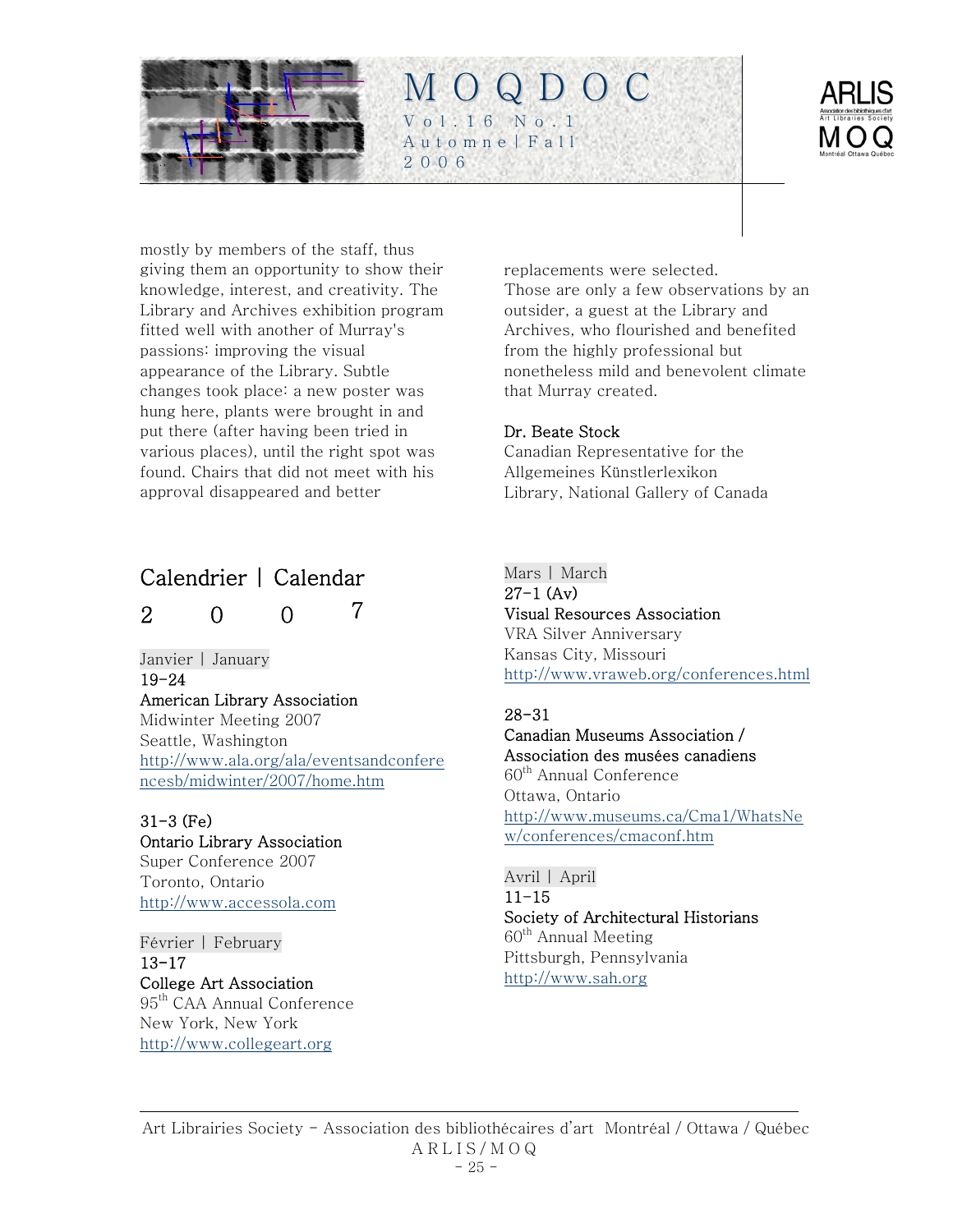mostly by members of the staff, thus giving them an opportunity to show their knowledge, interest, and creativity. The Library and Archives exhibition program fitted well with another of Murray's passions: improving the visual appearance of the Library. Subtle changes took place: a new poster was hung here, plants were brought in and put there (after having been tried in various places), until the right spot was found. Chairs that did not meet with his approval disappeared and better replacements were selected.

Those are only a few observations by an outsider, a guest at the Library and Archives, who flourished and benefited from the highly professional but nonetheless mild and benevolent climate that Murray created.

**Dr. Beate Stock**
Canadian Representative for the Allgemeines Künstlerlexikon
Library, National Gallery of Canada

## Calendrier | Calendar

## 2007

Janvier | January

**19-24**
**American Library Association**
Midwinter Meeting 2007
Seattle, Washington
http://www.ala.org/ala/eventsandconferencesb/midwinter/2007/home.htm

**31-3 (Fe)**
**Ontario Library Association**
Super Conference 2007
Toronto, Ontario
http://www.accessola.com

Février | February

**13-17**
**College Art Association**
95th CAA Annual Conference
New York, New York
http://www.collegeart.org

Mars | March

**27-1 (Av)**
**Visual Resources Association**
VRA Silver Anniversary
Kansas City, Missouri
http://www.vraweb.org/conferences.html

**28-31**
**Canadian Museums Association / Association des musées canadiens**
60th Annual Conference
Ottawa, Ontario
http://www.museums.ca/Cma1/WhatsNew/conferences/cmaconf.htm

Avril | April

**11-15**
**Society of Architectural Historians**
60th Annual Meeting
Pittsburgh, Pennsylvania
http://www.sah.org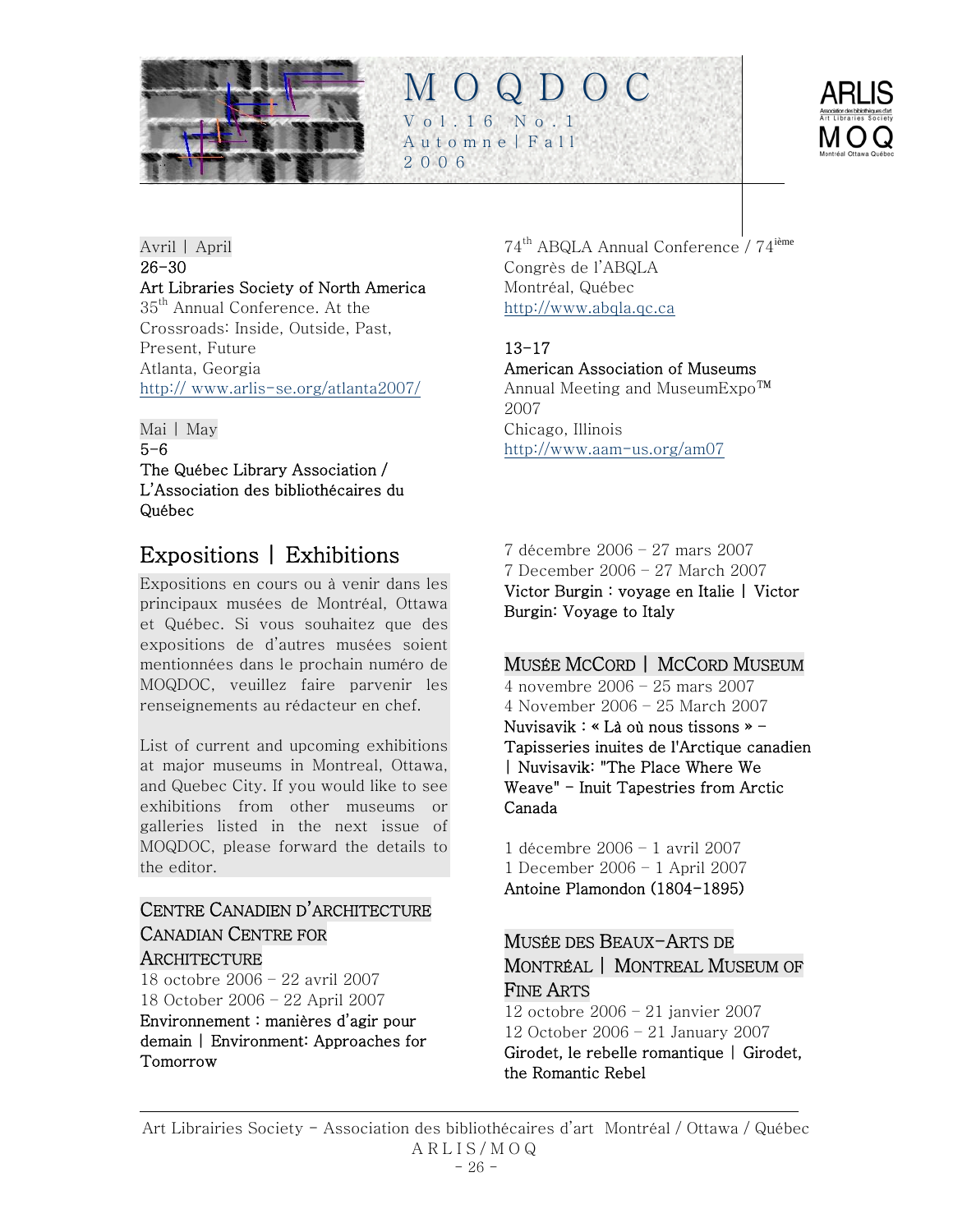Avril | April

**26-30**

**Art Libraries Society of North America**

35th Annual Conference. At the Crossroads: Inside, Outside, Past, Present, Future

Atlanta, Georgia

http:// www.arlis-se.org/atlanta2007/

Mai | May

**5-6**

**The Québec Library Association / L'Association des bibliothécaires du Québec**

74th ABQLA Annual Conference / 74ième Congrès de l'ABQLA

Montréal, Québec

http://www.abqla.qc.ca

**13-17**

**American Association of Museums**

Annual Meeting and MuseumExpo™ 2007

Chicago, Illinois

http://www.aam-us.org/am07

## Expositions | Exhibitions

Expositions en cours ou à venir dans les principaux musées de Montréal, Ottawa et Québec. Si vous souhaitez que des expositions de d'autres musées soient mentionnées dans le prochain numéro de MOQDOC, veuillez faire parvenir les renseignements au rédacteur en chef.

List of current and upcoming exhibitions at major museums in Montreal, Ottawa, and Quebec City. If you would like to see exhibitions from other museums or galleries listed in the next issue of MOQDOC, please forward the details to the editor.

### Centre Canadien d'architecture Canadian Centre for Architecture

18 octobre 2006 – 22 avril 2007

18 October 2006 – 22 April 2007

**Environnement : manières d'agir pour demain | Environment: Approaches for Tomorrow**

7 décembre 2006 – 27 mars 2007

7 December 2006 – 27 March 2007

**Victor Burgin : voyage en Italie | Victor Burgin: Voyage to Italy**

### Musée McCord | McCord Museum

4 novembre 2006 – 25 mars 2007

4 November 2006 – 25 March 2007

**Nuvisavik : « Là où nous tissons » – Tapisseries inuites de l'Arctique canadien | Nuvisavik: "The Place Where We Weave" – Inuit Tapestries from Arctic Canada**

1 décembre 2006 – 1 avril 2007

1 December 2006 – 1 April 2007

**Antoine Plamondon (1804-1895)**

### Musée des Beaux-Arts de Montréal | Montreal Museum of Fine Arts

12 octobre 2006 – 21 janvier 2007

12 October 2006 – 21 January 2007

**Girodet, le rebelle romantique | Girodet, the Romantic Rebel**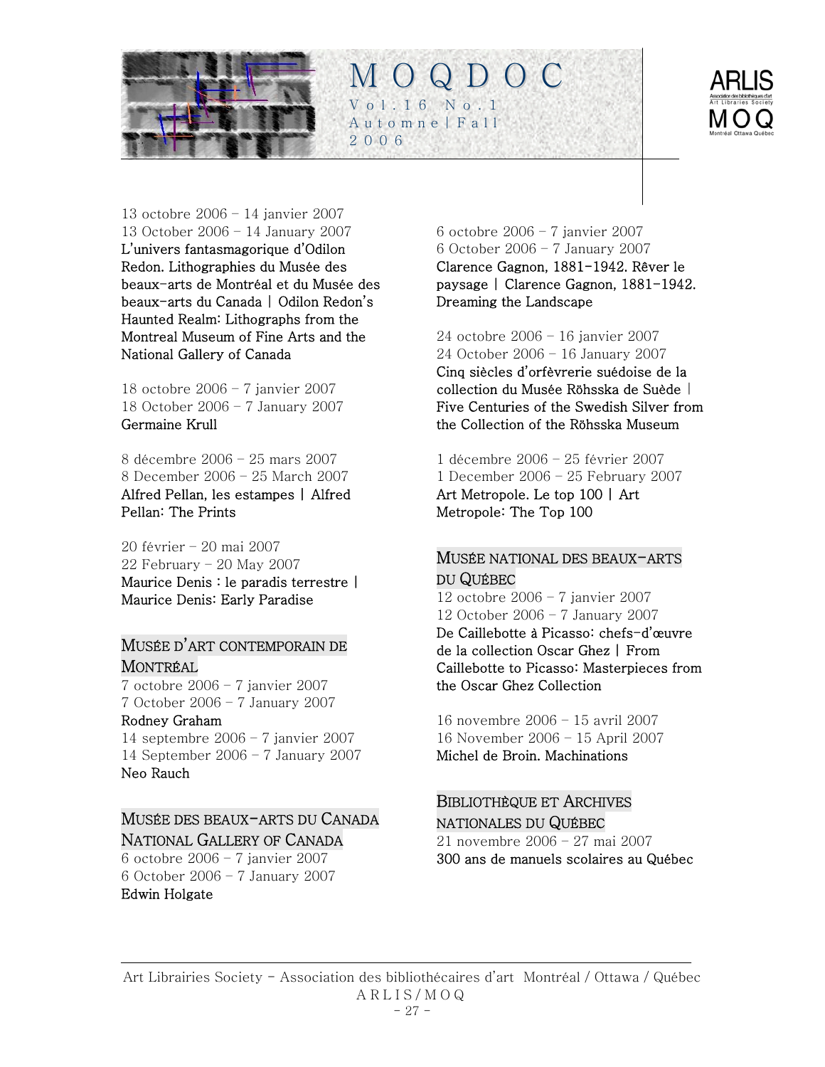13 octobre 2006 – 14 janvier 2007
13 October 2006 – 14 January 2007
**L'univers fantasmagorique d'Odilon Redon. Lithographies du Musée des beaux-arts de Montréal et du Musée des beaux-arts du Canada | Odilon Redon's Haunted Realm: Lithographs from the Montreal Museum of Fine Arts and the National Gallery of Canada**

18 octobre 2006 – 7 janvier 2007
18 October 2006 – 7 January 2007
**Germaine Krull**

8 décembre 2006 – 25 mars 2007
8 December 2006 – 25 March 2007
**Alfred Pellan, les estampes | Alfred Pellan: The Prints**

20 février – 20 mai 2007
22 February – 20 May 2007
**Maurice Denis : le paradis terrestre | Maurice Denis: Early Paradise**

### Musée d'art contemporain de Montréal

7 octobre 2006 – 7 janvier 2007
7 October 2006 – 7 January 2007
**Rodney Graham**
14 septembre 2006 – 7 janvier 2007
14 September 2006 – 7 January 2007
**Neo Rauch**

### Musée des beaux-arts du Canada National Gallery of Canada

6 octobre 2006 – 7 janvier 2007
6 October 2006 – 7 January 2007
**Edwin Holgate**

6 octobre 2006 – 7 janvier 2007
6 October 2006 – 7 January 2007
**Clarence Gagnon, 1881-1942. Rêver le paysage | Clarence Gagnon, 1881-1942. Dreaming the Landscape**

24 octobre 2006 – 16 janvier 2007
24 October 2006 – 16 January 2007
**Cinq siècles d'orfèvrerie suédoise de la collection du Musée Röhsska de Suède | Five Centuries of the Swedish Silver from the Collection of the Röhsska Museum**

1 décembre 2006 – 25 février 2007
1 December 2006 – 25 February 2007
**Art Metropole. Le top 100 | Art Metropole: The Top 100**

### Musée national des beaux-arts du Québec

12 octobre 2006 – 7 janvier 2007
12 October 2006 – 7 January 2007
**De Caillebotte à Picasso: chefs-d'œuvre de la collection Oscar Ghez | From Caillebotte to Picasso: Masterpieces from the Oscar Ghez Collection**

16 novembre 2006 – 15 avril 2007
16 November 2006 – 15 April 2007
**Michel de Broin. Machinations**

### Bibliothèque et Archives nationales du Québec

21 novembre 2006 – 27 mai 2007
**300 ans de manuels scolaires au Québec**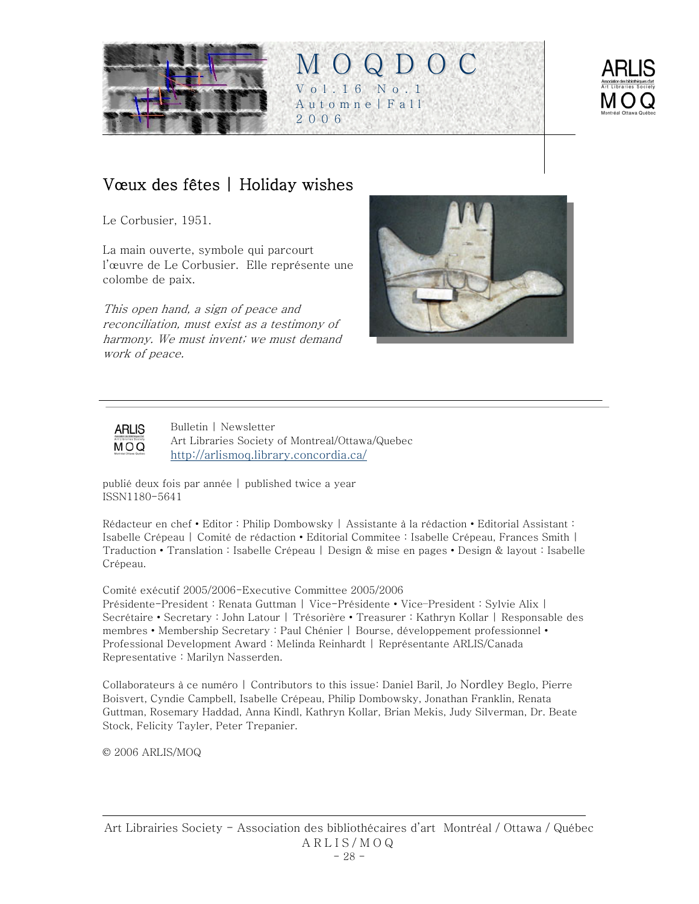# Vœux des fêtes | Holiday wishes

Le Corbusier, 1951.

La main ouverte, symbole qui parcourt l'œuvre de Le Corbusier. Elle représente une colombe de paix.

*This open hand, a sign of peace and reconciliation, must exist as a testimony of harmony. We must invent; we must demand work of peace.*

---

Bulletin | Newsletter
Art Libraries Society of Montreal/Ottawa/Quebec
http://arlismoq.library.concordia.ca/

publié deux fois par année | published twice a year
ISSN1180-5641

Rédacteur en chef • Editor : Philip Dombowsky | Assistante à la rédaction • Editorial Assistant : Isabelle Crépeau | Comité de rédaction • Editorial Commitee : Isabelle Crépeau, Frances Smith | Traduction • Translation : Isabelle Crépeau | Design & mise en pages • Design & layout : Isabelle Crépeau.

Comité exécutif 2005/2006-Executive Committee 2005/2006
Présidente-President : Renata Guttman | Vice-Présidente • Vice-President : Sylvie Alix | Secrétaire • Secretary : John Latour | Trésorière • Treasurer : Kathryn Kollar | Responsable des membres • Membership Secretary : Paul Chénier | Bourse, développement professionnel • Professional Development Award : Melinda Reinhardt | Représentante ARLIS/Canada Representative : Marilyn Nasserden.

Collaborateurs à ce numéro | Contributors to this issue: Daniel Baril, Jo Nordley Beglo, Pierre Boisvert, Cyndie Campbell, Isabelle Crépeau, Philip Dombowsky, Jonathan Franklin, Renata Guttman, Rosemary Haddad, Anna Kindl, Kathryn Kollar, Brian Mekis, Judy Silverman, Dr. Beate Stock, Felicity Tayler, Peter Trepanier.

© 2006 ARLIS/MOQ